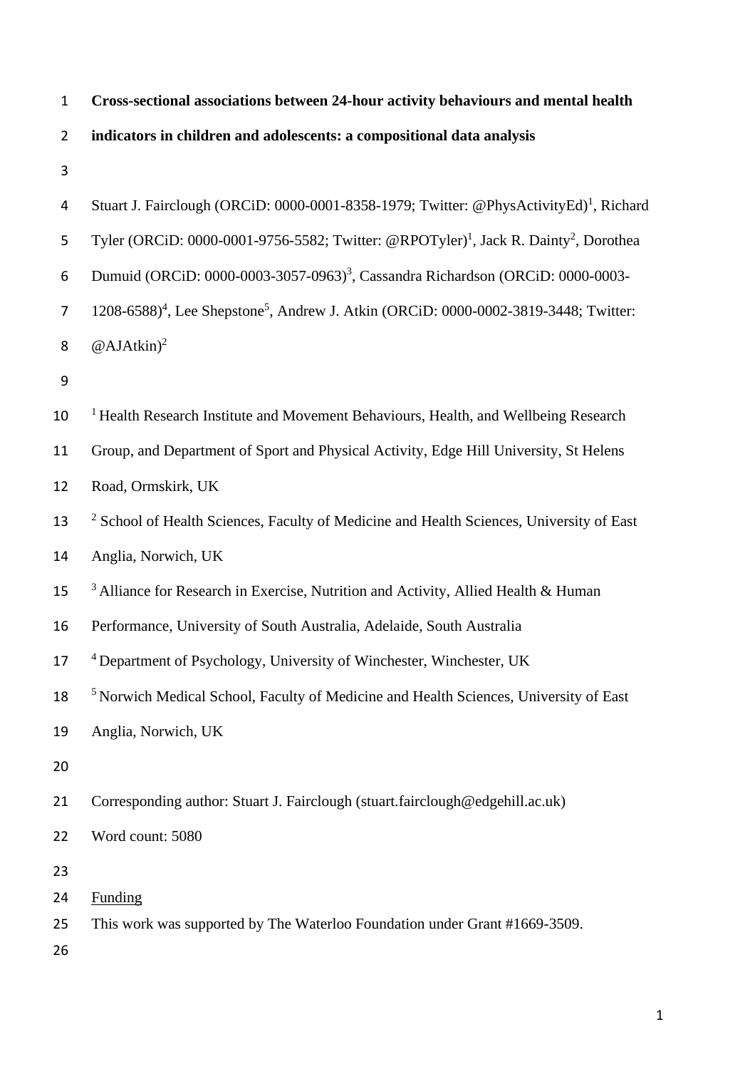# Cross-sectional associations between 24-hour activity behaviours and mental health indicators in children and adolescents: a compositional data analysis

Stuart J. Fairclough (ORCiD: 0000-0001-8358-1979; Twitter: @PhysActivityEd)[1], Richard Tyler (ORCiD: 0000-0001-9756-5582; Twitter: @RPOTyler)[1], Jack R. Dainty[2], Dorothea Dumuid (ORCiD: 0000-0003-3057-0963)[3], Cassandra Richardson (ORCiD: 0000-0003-1208-6588)[4], Lee Shepstone[5], Andrew J. Atkin (ORCiD: 0000-0002-3819-3448; Twitter: @AJAtkin)[2]

[1] Health Research Institute and Movement Behaviours, Health, and Wellbeing Research Group, and Department of Sport and Physical Activity, Edge Hill University, St Helens Road, Ormskirk, UK

[2] School of Health Sciences, Faculty of Medicine and Health Sciences, University of East Anglia, Norwich, UK

[3] Alliance for Research in Exercise, Nutrition and Activity, Allied Health & Human Performance, University of South Australia, Adelaide, South Australia

[4] Department of Psychology, University of Winchester, Winchester, UK

[5] Norwich Medical School, Faculty of Medicine and Health Sciences, University of East Anglia, Norwich, UK

Corresponding author: Stuart J. Fairclough (stuart.fairclough@edgehill.ac.uk)

Word count: 5080

## Funding

This work was supported by The Waterloo Foundation under Grant #1669-3509.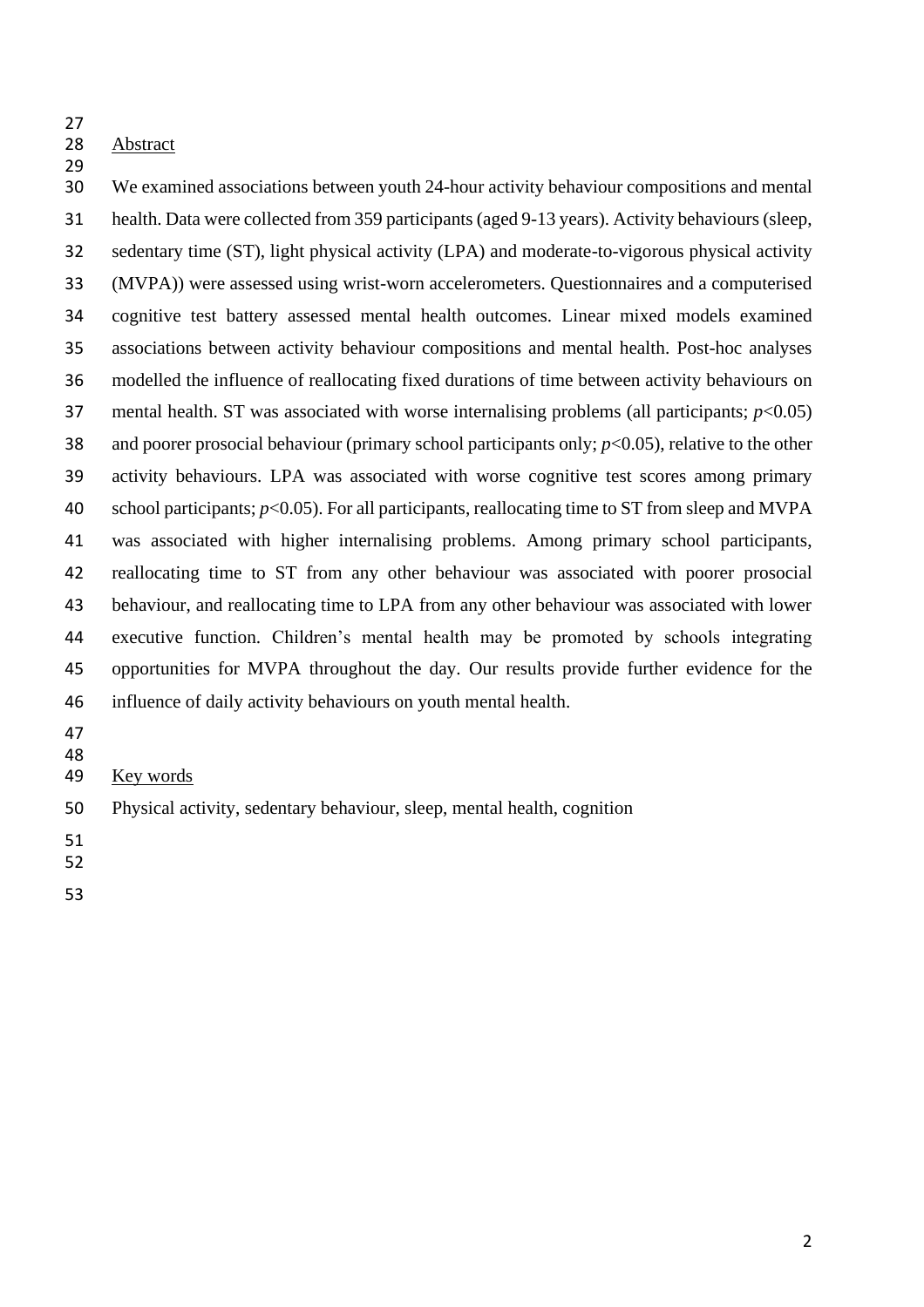## Abstract

We examined associations between youth 24-hour activity behaviour compositions and mental health. Data were collected from 359 participants (aged 9-13 years). Activity behaviours (sleep, sedentary time (ST), light physical activity (LPA) and moderate-to-vigorous physical activity (MVPA)) were assessed using wrist-worn accelerometers. Questionnaires and a computerised cognitive test battery assessed mental health outcomes. Linear mixed models examined associations between activity behaviour compositions and mental health. Post-hoc analyses modelled the influence of reallocating fixed durations of time between activity behaviours on mental health. ST was associated with worse internalising problems (all participants; $p<0.05$) and poorer prosocial behaviour (primary school participants only; $p<0.05$), relative to the other activity behaviours. LPA was associated with worse cognitive test scores among primary school participants; $p<0.05$). For all participants, reallocating time to ST from sleep and MVPA was associated with higher internalising problems. Among primary school participants, reallocating time to ST from any other behaviour was associated with poorer prosocial behaviour, and reallocating time to LPA from any other behaviour was associated with lower executive function. Children's mental health may be promoted by schools integrating opportunities for MVPA throughout the day. Our results provide further evidence for the influence of daily activity behaviours on youth mental health.

## Key words

Physical activity, sedentary behaviour, sleep, mental health, cognition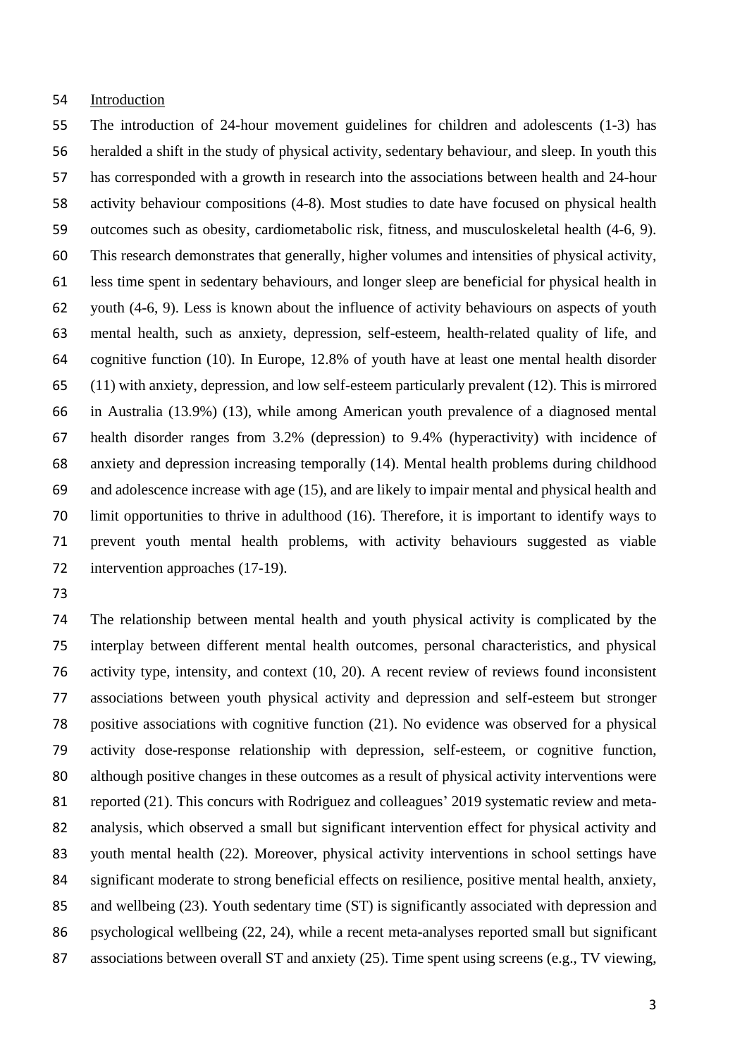## Introduction

The introduction of 24-hour movement guidelines for children and adolescents (1-3) has heralded a shift in the study of physical activity, sedentary behaviour, and sleep. In youth this has corresponded with a growth in research into the associations between health and 24-hour activity behaviour compositions (4-8). Most studies to date have focused on physical health outcomes such as obesity, cardiometabolic risk, fitness, and musculoskeletal health (4-6, 9). This research demonstrates that generally, higher volumes and intensities of physical activity, less time spent in sedentary behaviours, and longer sleep are beneficial for physical health in youth (4-6, 9). Less is known about the influence of activity behaviours on aspects of youth mental health, such as anxiety, depression, self-esteem, health-related quality of life, and cognitive function (10). In Europe, 12.8% of youth have at least one mental health disorder (11) with anxiety, depression, and low self-esteem particularly prevalent (12). This is mirrored in Australia (13.9%) (13), while among American youth prevalence of a diagnosed mental health disorder ranges from 3.2% (depression) to 9.4% (hyperactivity) with incidence of anxiety and depression increasing temporally (14). Mental health problems during childhood and adolescence increase with age (15), and are likely to impair mental and physical health and limit opportunities to thrive in adulthood (16). Therefore, it is important to identify ways to prevent youth mental health problems, with activity behaviours suggested as viable intervention approaches (17-19).

The relationship between mental health and youth physical activity is complicated by the interplay between different mental health outcomes, personal characteristics, and physical activity type, intensity, and context (10, 20). A recent review of reviews found inconsistent associations between youth physical activity and depression and self-esteem but stronger positive associations with cognitive function (21). No evidence was observed for a physical activity dose-response relationship with depression, self-esteem, or cognitive function, although positive changes in these outcomes as a result of physical activity interventions were reported (21). This concurs with Rodriguez and colleagues' 2019 systematic review and meta-analysis, which observed a small but significant intervention effect for physical activity and youth mental health (22). Moreover, physical activity interventions in school settings have significant moderate to strong beneficial effects on resilience, positive mental health, anxiety, and wellbeing (23). Youth sedentary time (ST) is significantly associated with depression and psychological wellbeing (22, 24), while a recent meta-analyses reported small but significant associations between overall ST and anxiety (25). Time spent using screens (e.g., TV viewing,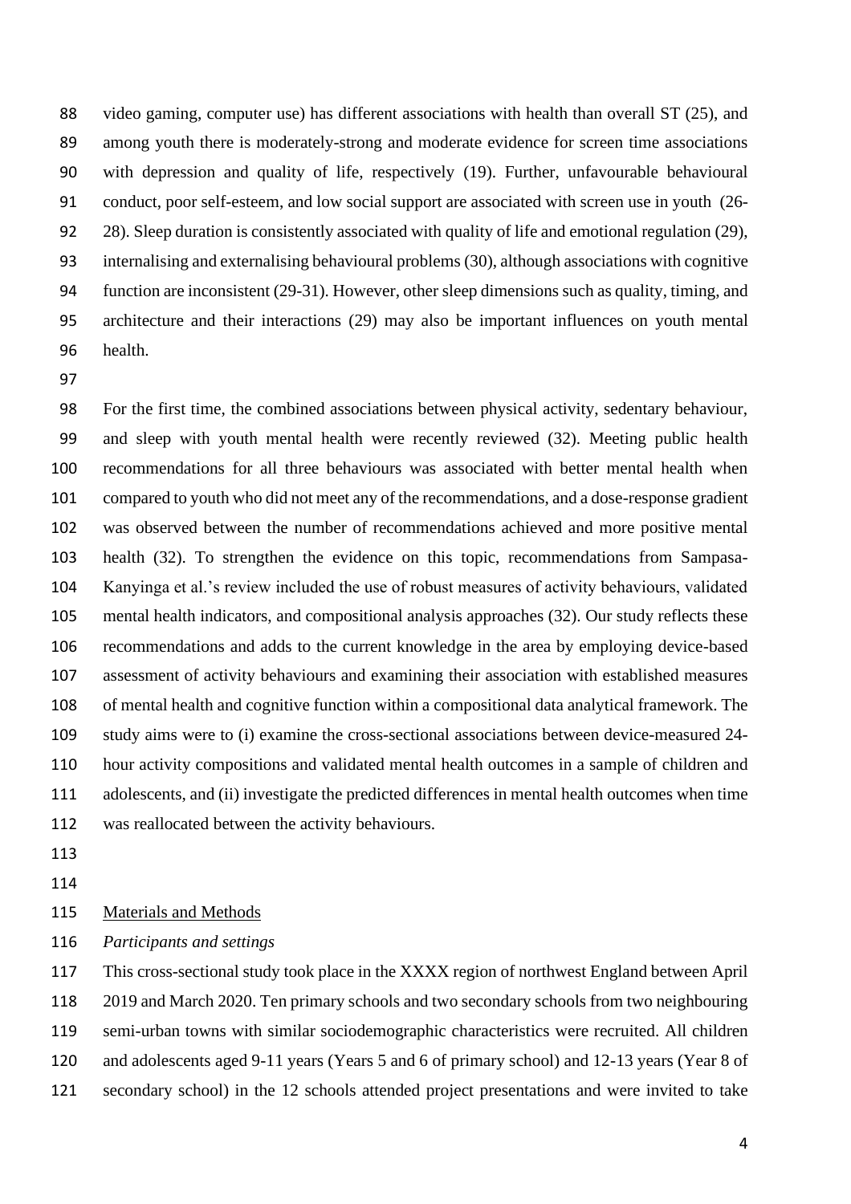video gaming, computer use) has different associations with health than overall ST (25), and among youth there is moderately-strong and moderate evidence for screen time associations with depression and quality of life, respectively (19). Further, unfavourable behavioural conduct, poor self-esteem, and low social support are associated with screen use in youth (26-28). Sleep duration is consistently associated with quality of life and emotional regulation (29), internalising and externalising behavioural problems (30), although associations with cognitive function are inconsistent (29-31). However, other sleep dimensions such as quality, timing, and architecture and their interactions (29) may also be important influences on youth mental health.

For the first time, the combined associations between physical activity, sedentary behaviour, and sleep with youth mental health were recently reviewed (32). Meeting public health recommendations for all three behaviours was associated with better mental health when compared to youth who did not meet any of the recommendations, and a dose-response gradient was observed between the number of recommendations achieved and more positive mental health (32). To strengthen the evidence on this topic, recommendations from Sampasa-Kanyinga et al.'s review included the use of robust measures of activity behaviours, validated mental health indicators, and compositional analysis approaches (32). Our study reflects these recommendations and adds to the current knowledge in the area by employing device-based assessment of activity behaviours and examining their association with established measures of mental health and cognitive function within a compositional data analytical framework. The study aims were to (i) examine the cross-sectional associations between device-measured 24-hour activity compositions and validated mental health outcomes in a sample of children and adolescents, and (ii) investigate the predicted differences in mental health outcomes when time was reallocated between the activity behaviours.

## Materials and Methods

### *Participants and settings*

This cross-sectional study took place in the XXXX region of northwest England between April 2019 and March 2020. Ten primary schools and two secondary schools from two neighbouring semi-urban towns with similar sociodemographic characteristics were recruited. All children and adolescents aged 9-11 years (Years 5 and 6 of primary school) and 12-13 years (Year 8 of secondary school) in the 12 schools attended project presentations and were invited to take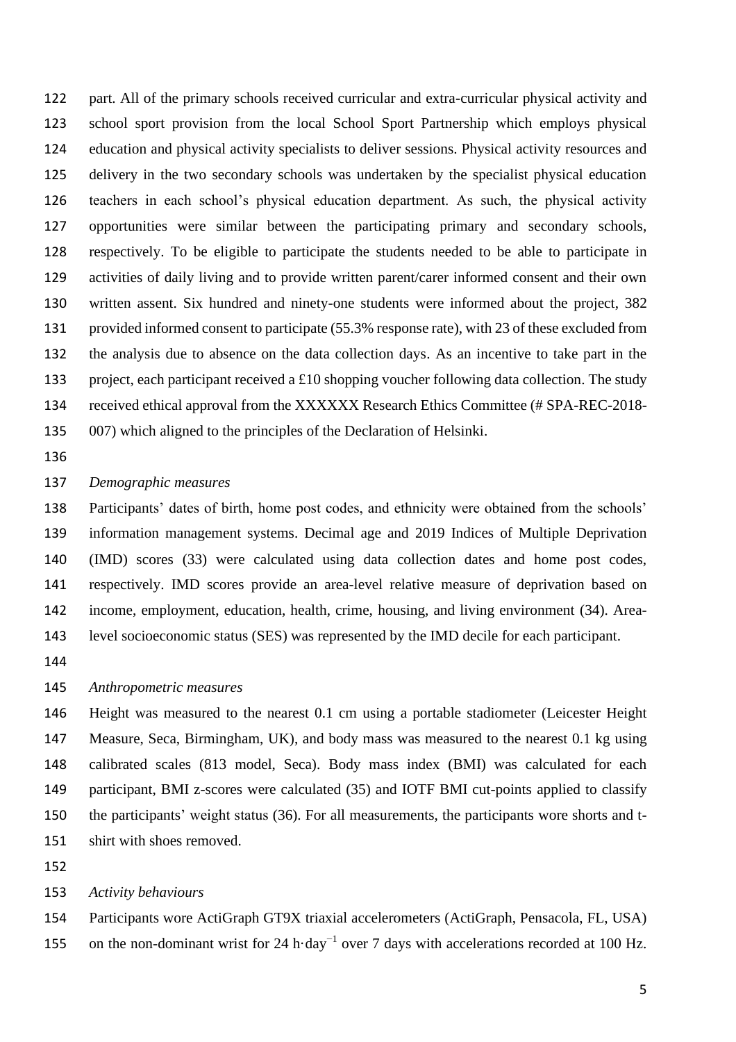part. All of the primary schools received curricular and extra-curricular physical activity and school sport provision from the local School Sport Partnership which employs physical education and physical activity specialists to deliver sessions. Physical activity resources and delivery in the two secondary schools was undertaken by the specialist physical education teachers in each school's physical education department. As such, the physical activity opportunities were similar between the participating primary and secondary schools, respectively. To be eligible to participate the students needed to be able to participate in activities of daily living and to provide written parent/carer informed consent and their own written assent. Six hundred and ninety-one students were informed about the project, 382 provided informed consent to participate (55.3% response rate), with 23 of these excluded from the analysis due to absence on the data collection days. As an incentive to take part in the project, each participant received a £10 shopping voucher following data collection. The study received ethical approval from the XXXXXX Research Ethics Committee (# SPA-REC-2018-007) which aligned to the principles of the Declaration of Helsinki.

*Demographic measures*

Participants' dates of birth, home post codes, and ethnicity were obtained from the schools' information management systems. Decimal age and 2019 Indices of Multiple Deprivation (IMD) scores (33) were calculated using data collection dates and home post codes, respectively. IMD scores provide an area-level relative measure of deprivation based on income, employment, education, health, crime, housing, and living environment (34). Area-level socioeconomic status (SES) was represented by the IMD decile for each participant.

*Anthropometric measures*

Height was measured to the nearest 0.1 cm using a portable stadiometer (Leicester Height Measure, Seca, Birmingham, UK), and body mass was measured to the nearest 0.1 kg using calibrated scales (813 model, Seca). Body mass index (BMI) was calculated for each participant, BMI z-scores were calculated (35) and IOTF BMI cut-points applied to classify the participants' weight status (36). For all measurements, the participants wore shorts and t-shirt with shoes removed.

*Activity behaviours*

Participants wore ActiGraph GT9X triaxial accelerometers (ActiGraph, Pensacola, FL, USA) on the non-dominant wrist for 24 $h \cdot day^{-1}$ over 7 days with accelerations recorded at 100 Hz.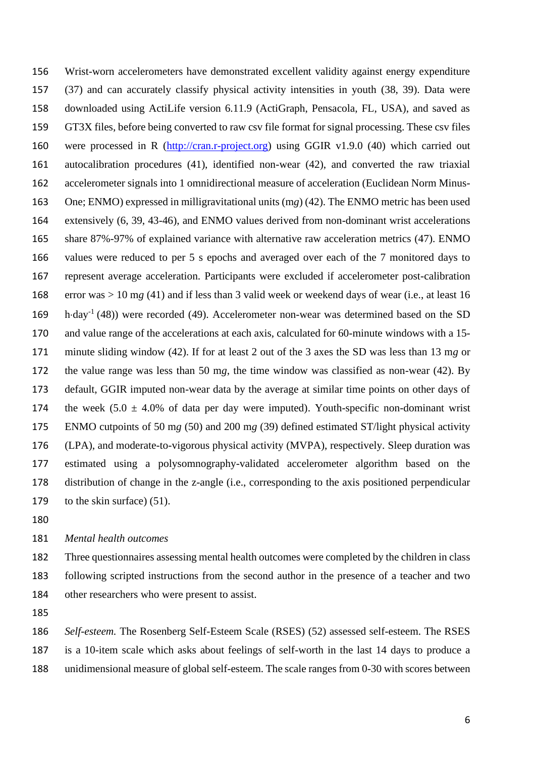Wrist-worn accelerometers have demonstrated excellent validity against energy expenditure (37) and can accurately classify physical activity intensities in youth (38, 39). Data were downloaded using ActiLife version 6.11.9 (ActiGraph, Pensacola, FL, USA), and saved as GT3X files, before being converted to raw csv file format for signal processing. These csv files were processed in R (http://cran.r-project.org) using GGIR v1.9.0 (40) which carried out autocalibration procedures (41), identified non-wear (42), and converted the raw triaxial accelerometer signals into 1 omnidirectional measure of acceleration (Euclidean Norm Minus-One; ENMO) expressed in milligravitational units (m*g*) (42). The ENMO metric has been used extensively (6, 39, 43-46), and ENMO values derived from non-dominant wrist accelerations share 87%-97% of explained variance with alternative raw acceleration metrics (47). ENMO values were reduced to per 5 s epochs and averaged over each of the 7 monitored days to represent average acceleration. Participants were excluded if accelerometer post-calibration error was > 10 m*g* (41) and if less than 3 valid week or weekend days of wear (i.e., at least 16 h·day$^{-1}$ (48)) were recorded (49). Accelerometer non-wear was determined based on the SD and value range of the accelerations at each axis, calculated for 60-minute windows with a 15-minute sliding window (42). If for at least 2 out of the 3 axes the SD was less than 13 m*g* or the value range was less than 50 m*g*, the time window was classified as non-wear (42). By default, GGIR imputed non-wear data by the average at similar time points on other days of the week (5.0 ± 4.0% of data per day were imputed). Youth-specific non-dominant wrist ENMO cutpoints of 50 m*g* (50) and 200 m*g* (39) defined estimated ST/light physical activity (LPA), and moderate-to-vigorous physical activity (MVPA), respectively. Sleep duration was estimated using a polysomnography-validated accelerometer algorithm based on the distribution of change in the z-angle (i.e., corresponding to the axis positioned perpendicular to the skin surface) (51).

*Mental health outcomes*

Three questionnaires assessing mental health outcomes were completed by the children in class following scripted instructions from the second author in the presence of a teacher and two other researchers who were present to assist.

*Self-esteem.* The Rosenberg Self-Esteem Scale (RSES) (52) assessed self-esteem. The RSES is a 10-item scale which asks about feelings of self-worth in the last 14 days to produce a unidimensional measure of global self-esteem. The scale ranges from 0-30 with scores between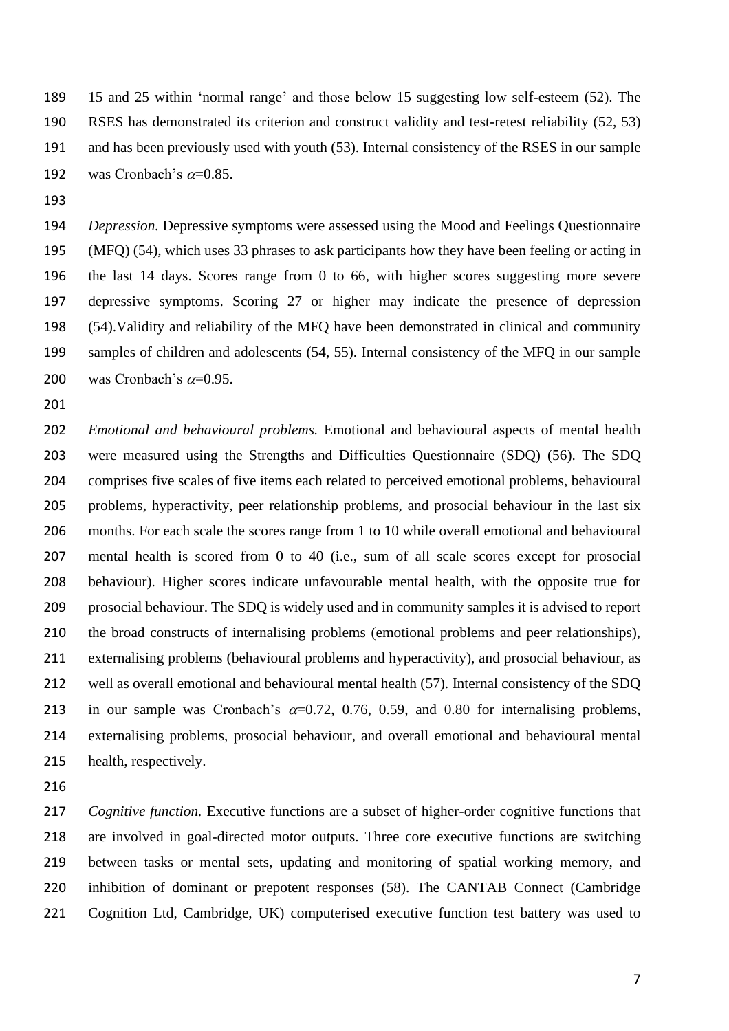15 and 25 within 'normal range' and those below 15 suggesting low self-esteem (52). The RSES has demonstrated its criterion and construct validity and test-retest reliability (52, 53) and has been previously used with youth (53). Internal consistency of the RSES in our sample was Cronbach's $\alpha$=0.85.

*Depression.* Depressive symptoms were assessed using the Mood and Feelings Questionnaire (MFQ) (54), which uses 33 phrases to ask participants how they have been feeling or acting in the last 14 days. Scores range from 0 to 66, with higher scores suggesting more severe depressive symptoms. Scoring 27 or higher may indicate the presence of depression (54).Validity and reliability of the MFQ have been demonstrated in clinical and community samples of children and adolescents (54, 55). Internal consistency of the MFQ in our sample was Cronbach's $\alpha$=0.95.

*Emotional and behavioural problems.* Emotional and behavioural aspects of mental health were measured using the Strengths and Difficulties Questionnaire (SDQ) (56). The SDQ comprises five scales of five items each related to perceived emotional problems, behavioural problems, hyperactivity, peer relationship problems, and prosocial behaviour in the last six months. For each scale the scores range from 1 to 10 while overall emotional and behavioural mental health is scored from 0 to 40 (i.e., sum of all scale scores except for prosocial behaviour). Higher scores indicate unfavourable mental health, with the opposite true for prosocial behaviour. The SDQ is widely used and in community samples it is advised to report the broad constructs of internalising problems (emotional problems and peer relationships), externalising problems (behavioural problems and hyperactivity), and prosocial behaviour, as well as overall emotional and behavioural mental health (57). Internal consistency of the SDQ in our sample was Cronbach's $\alpha$=0.72, 0.76, 0.59, and 0.80 for internalising problems, externalising problems, prosocial behaviour, and overall emotional and behavioural mental health, respectively.

*Cognitive function.* Executive functions are a subset of higher-order cognitive functions that are involved in goal-directed motor outputs. Three core executive functions are switching between tasks or mental sets, updating and monitoring of spatial working memory, and inhibition of dominant or prepotent responses (58). The CANTAB Connect (Cambridge Cognition Ltd, Cambridge, UK) computerised executive function test battery was used to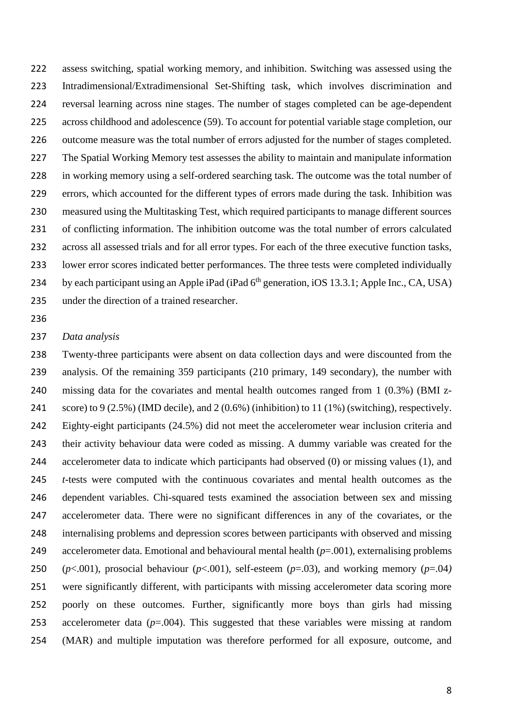assess switching, spatial working memory, and inhibition. Switching was assessed using the Intradimensional/Extradimensional Set-Shifting task, which involves discrimination and reversal learning across nine stages. The number of stages completed can be age-dependent across childhood and adolescence (59). To account for potential variable stage completion, our outcome measure was the total number of errors adjusted for the number of stages completed. The Spatial Working Memory test assesses the ability to maintain and manipulate information in working memory using a self-ordered searching task. The outcome was the total number of errors, which accounted for the different types of errors made during the task. Inhibition was measured using the Multitasking Test, which required participants to manage different sources of conflicting information. The inhibition outcome was the total number of errors calculated across all assessed trials and for all error types. For each of the three executive function tasks, lower error scores indicated better performances. The three tests were completed individually by each participant using an Apple iPad (iPad 6th generation, iOS 13.3.1; Apple Inc., CA, USA) under the direction of a trained researcher.

*Data analysis*

Twenty-three participants were absent on data collection days and were discounted from the analysis. Of the remaining 359 participants (210 primary, 149 secondary), the number with missing data for the covariates and mental health outcomes ranged from 1 (0.3%) (BMI z-score) to 9 (2.5%) (IMD decile), and 2 (0.6%) (inhibition) to 11 (1%) (switching), respectively. Eighty-eight participants (24.5%) did not meet the accelerometer wear inclusion criteria and their activity behaviour data were coded as missing. A dummy variable was created for the accelerometer data to indicate which participants had observed (0) or missing values (1), and *t*-tests were computed with the continuous covariates and mental health outcomes as the dependent variables. Chi-squared tests examined the association between sex and missing accelerometer data. There were no significant differences in any of the covariates, or the internalising problems and depression scores between participants with observed and missing accelerometer data. Emotional and behavioural mental health ($p$=.001), externalising problems ($p$<.001), prosocial behaviour ($p$<.001), self-esteem ($p$=.03), and working memory ($p$=.04) were significantly different, with participants with missing accelerometer data scoring more poorly on these outcomes. Further, significantly more boys than girls had missing accelerometer data ($p$=.004). This suggested that these variables were missing at random (MAR) and multiple imputation was therefore performed for all exposure, outcome, and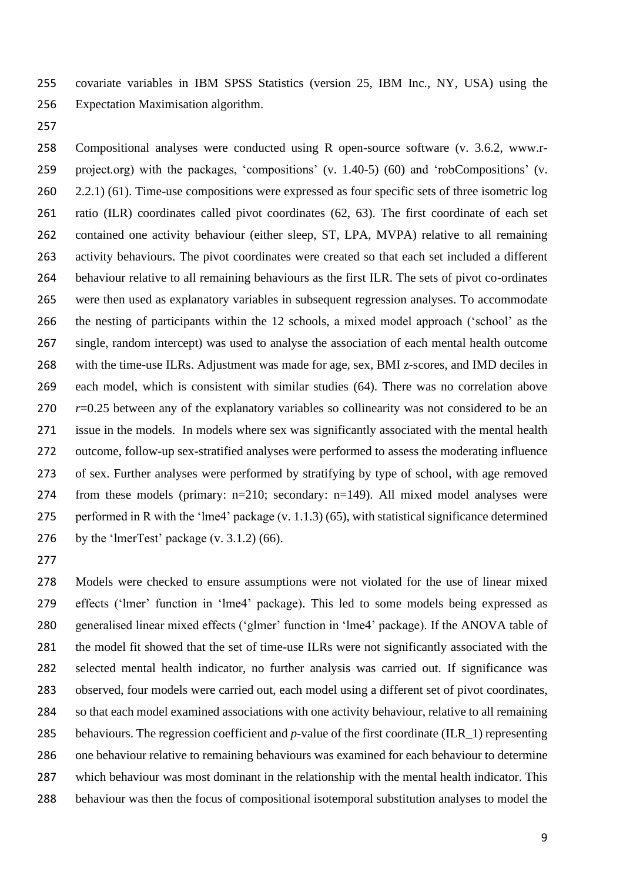covariate variables in IBM SPSS Statistics (version 25, IBM Inc., NY, USA) using the Expectation Maximisation algorithm.

Compositional analyses were conducted using R open-source software (v. 3.6.2, www.r-project.org) with the packages, 'compositions' (v. 1.40-5) (60) and 'robCompositions' (v. 2.2.1) (61). Time-use compositions were expressed as four specific sets of three isometric log ratio (ILR) coordinates called pivot coordinates (62, 63). The first coordinate of each set contained one activity behaviour (either sleep, ST, LPA, MVPA) relative to all remaining activity behaviours. The pivot coordinates were created so that each set included a different behaviour relative to all remaining behaviours as the first ILR. The sets of pivot co-ordinates were then used as explanatory variables in subsequent regression analyses. To accommodate the nesting of participants within the 12 schools, a mixed model approach ('school' as the single, random intercept) was used to analyse the association of each mental health outcome with the time-use ILRs. Adjustment was made for age, sex, BMI z-scores, and IMD deciles in each model, which is consistent with similar studies (64). There was no correlation above $r$=0.25 between any of the explanatory variables so collinearity was not considered to be an issue in the models. In models where sex was significantly associated with the mental health outcome, follow-up sex-stratified analyses were performed to assess the moderating influence of sex. Further analyses were performed by stratifying by type of school, with age removed from these models (primary: n=210; secondary: n=149). All mixed model analyses were performed in R with the 'lme4' package (v. 1.1.3) (65), with statistical significance determined by the 'lmerTest' package (v. 3.1.2) (66).

Models were checked to ensure assumptions were not violated for the use of linear mixed effects ('lmer' function in 'lme4' package). This led to some models being expressed as generalised linear mixed effects ('glmer' function in 'lme4' package). If the ANOVA table of the model fit showed that the set of time-use ILRs were not significantly associated with the selected mental health indicator, no further analysis was carried out. If significance was observed, four models were carried out, each model using a different set of pivot coordinates, so that each model examined associations with one activity behaviour, relative to all remaining behaviours. The regression coefficient and $p$-value of the first coordinate (ILR_1) representing one behaviour relative to remaining behaviours was examined for each behaviour to determine which behaviour was most dominant in the relationship with the mental health indicator. This behaviour was then the focus of compositional isotemporal substitution analyses to model the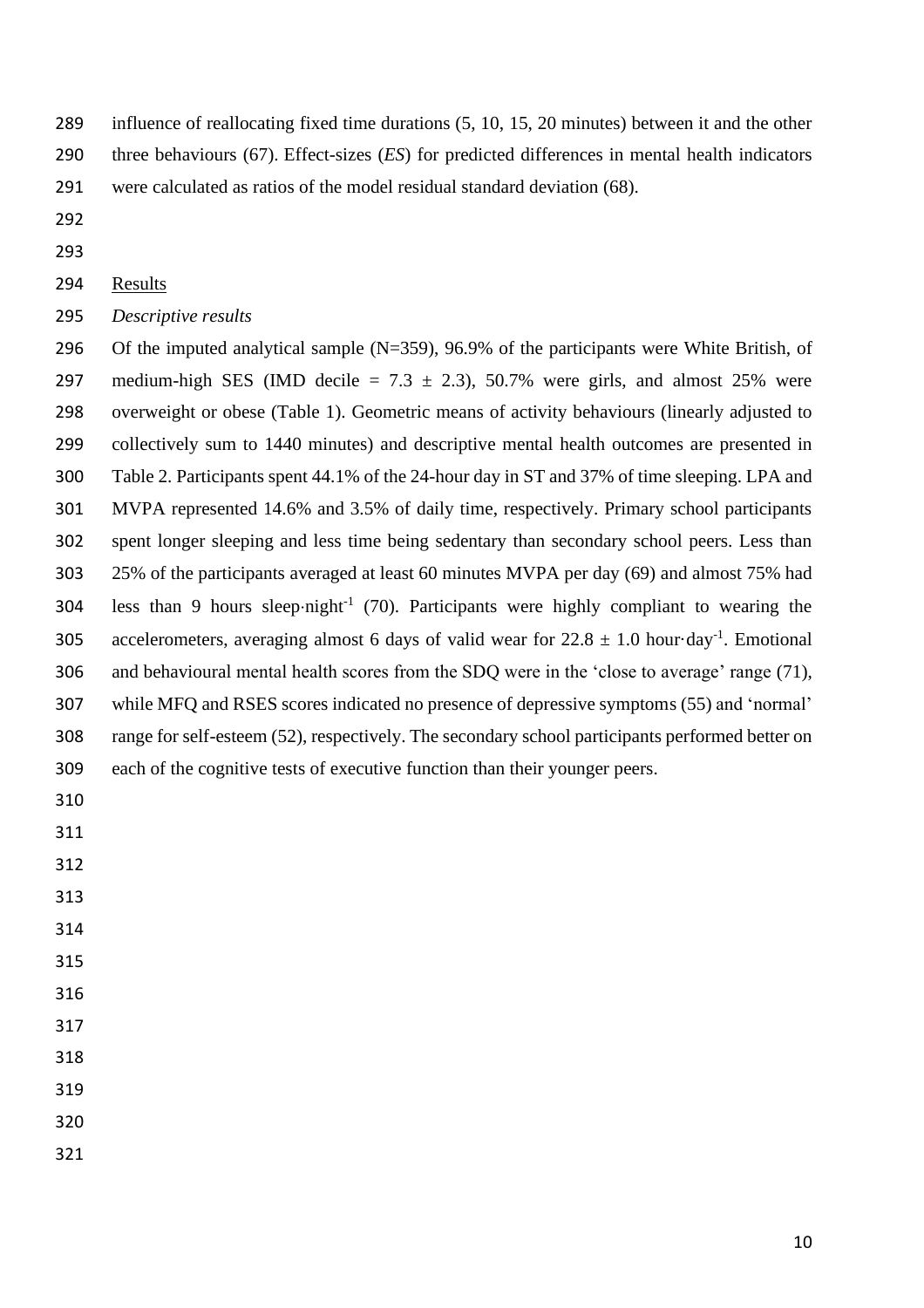influence of reallocating fixed time durations (5, 10, 15, 20 minutes) between it and the other three behaviours (67). Effect-sizes (*ES*) for predicted differences in mental health indicators were calculated as ratios of the model residual standard deviation (68).

## Results

### *Descriptive results*

Of the imputed analytical sample (N=359), 96.9% of the participants were White British, of medium-high SES (IMD decile = 7.3 ± 2.3), 50.7% were girls, and almost 25% were overweight or obese (Table 1). Geometric means of activity behaviours (linearly adjusted to collectively sum to 1440 minutes) and descriptive mental health outcomes are presented in Table 2. Participants spent 44.1% of the 24-hour day in ST and 37% of time sleeping. LPA and MVPA represented 14.6% and 3.5% of daily time, respectively. Primary school participants spent longer sleeping and less time being sedentary than secondary school peers. Less than 25% of the participants averaged at least 60 minutes MVPA per day (69) and almost 75% had less than 9 hours sleep·night$^{-1}$ (70). Participants were highly compliant to wearing the accelerometers, averaging almost 6 days of valid wear for 22.8 ± 1.0 hour·day$^{-1}$. Emotional and behavioural mental health scores from the SDQ were in the 'close to average' range (71), while MFQ and RSES scores indicated no presence of depressive symptoms (55) and 'normal' range for self-esteem (52), respectively. The secondary school participants performed better on each of the cognitive tests of executive function than their younger peers.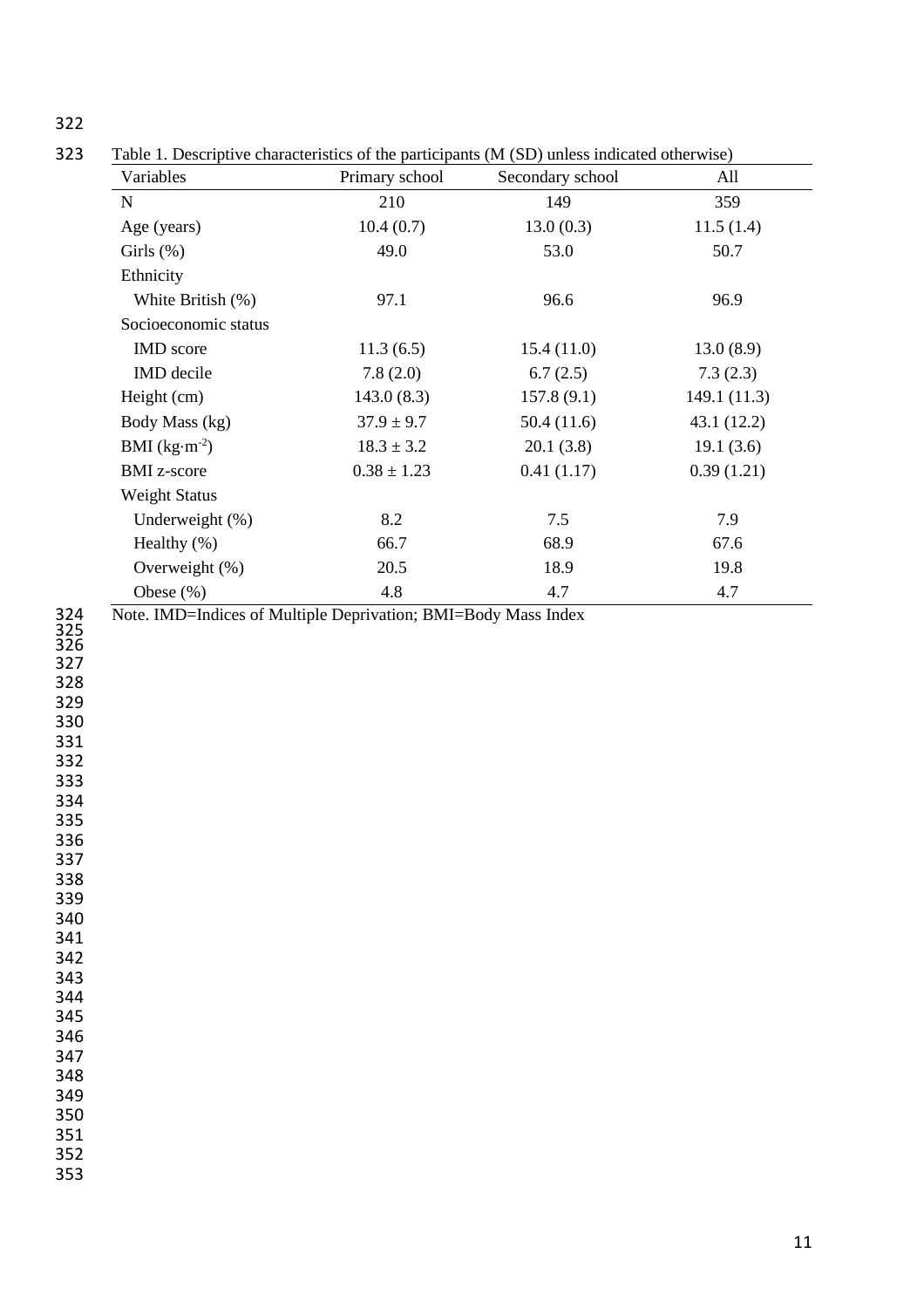Table 1. Descriptive characteristics of the participants (M (SD) unless indicated otherwise)

| Variables | Primary school | Secondary school | All |
|---|---|---|---|
| N | 210 | 149 | 359 |
| Age (years) | 10.4 (0.7) | 13.0 (0.3) | 11.5 (1.4) |
| Girls (%) | 49.0 | 53.0 | 50.7 |
| Ethnicity | | | |
| White British (%) | 97.1 | 96.6 | 96.9 |
| Socioeconomic status | | | |
| IMD score | 11.3 (6.5) | 15.4 (11.0) | 13.0 (8.9) |
| IMD decile | 7.8 (2.0) | 6.7 (2.5) | 7.3 (2.3) |
| Height (cm) | 143.0 (8.3) | 157.8 (9.1) | 149.1 (11.3) |
| Body Mass (kg) | 37.9 ± 9.7 | 50.4 (11.6) | 43.1 (12.2) |
| BMI ($kg \cdot m^{-2}$) | 18.3 ± 3.2 | 20.1 (3.8) | 19.1 (3.6) |
| BMI z-score | 0.38 ± 1.23 | 0.41 (1.17) | 0.39 (1.21) |
| Weight Status | | | |
| Underweight (%) | 8.2 | 7.5 | 7.9 |
| Healthy (%) | 66.7 | 68.9 | 67.6 |
| Overweight (%) | 20.5 | 18.9 | 19.8 |
| Obese (%) | 4.8 | 4.7 | 4.7 |

Note. IMD=Indices of Multiple Deprivation; BMI=Body Mass Index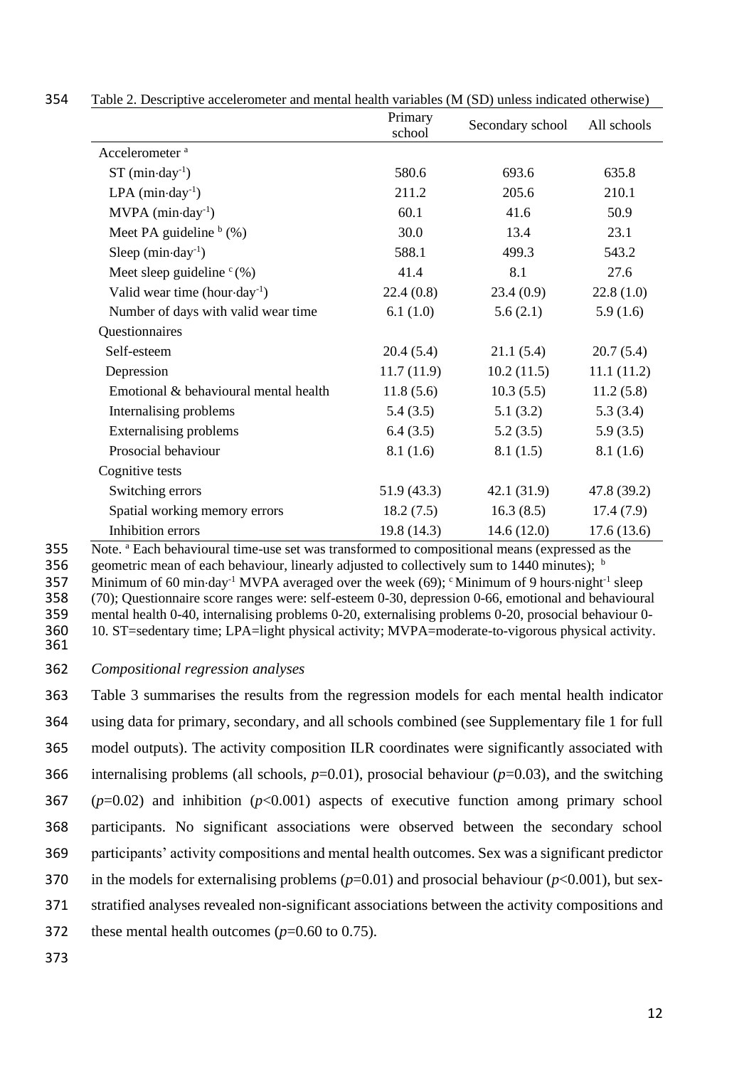Table 2. Descriptive accelerometer and mental health variables (M (SD) unless indicated otherwise)

| | Primary school | Secondary school | All schools |
|---|---|---|---|
| Accelerometer [a] | | | |
| ST (min·day$^{-1}$) | 580.6 | 693.6 | 635.8 |
| LPA (min·day$^{-1}$) | 211.2 | 205.6 | 210.1 |
| MVPA (min·day$^{-1}$) | 60.1 | 41.6 | 50.9 |
| Meet PA guideline [b] (%) | 30.0 | 13.4 | 23.1 |
| Sleep (min·day$^{-1}$) | 588.1 | 499.3 | 543.2 |
| Meet sleep guideline [c] (%) | 41.4 | 8.1 | 27.6 |
| Valid wear time (hour·day$^{-1}$) | 22.4 (0.8) | 23.4 (0.9) | 22.8 (1.0) |
| Number of days with valid wear time | 6.1 (1.0) | 5.6 (2.1) | 5.9 (1.6) |
| Questionnaires | | | |
| Self-esteem | 20.4 (5.4) | 21.1 (5.4) | 20.7 (5.4) |
| Depression | 11.7 (11.9) | 10.2 (11.5) | 11.1 (11.2) |
| Emotional & behavioural mental health | 11.8 (5.6) | 10.3 (5.5) | 11.2 (5.8) |
| Internalising problems | 5.4 (3.5) | 5.1 (3.2) | 5.3 (3.4) |
| Externalising problems | 6.4 (3.5) | 5.2 (3.5) | 5.9 (3.5) |
| Prosocial behaviour | 8.1 (1.6) | 8.1 (1.5) | 8.1 (1.6) |
| Cognitive tests | | | |
| Switching errors | 51.9 (43.3) | 42.1 (31.9) | 47.8 (39.2) |
| Spatial working memory errors | 18.2 (7.5) | 16.3 (8.5) | 17.4 (7.9) |
| Inhibition errors | 19.8 (14.3) | 14.6 (12.0) | 17.6 (13.6) |

Note. [a] Each behavioural time-use set was transformed to compositional means (expressed as the geometric mean of each behaviour, linearly adjusted to collectively sum to 1440 minutes); [b] Minimum of 60 min·day$^{-1}$ MVPA averaged over the week (69); [c] Minimum of 9 hours·night$^{-1}$ sleep (70); Questionnaire score ranges were: self-esteem 0-30, depression 0-66, emotional and behavioural mental health 0-40, internalising problems 0-20, externalising problems 0-20, prosocial behaviour 0-10. ST=sedentary time; LPA=light physical activity; MVPA=moderate-to-vigorous physical activity.

*Compositional regression analyses*

Table 3 summarises the results from the regression models for each mental health indicator using data for primary, secondary, and all schools combined (see Supplementary file 1 for full model outputs). The activity composition ILR coordinates were significantly associated with internalising problems (all schools, $p$=0.01), prosocial behaviour ($p$=0.03), and the switching ($p$=0.02) and inhibition ($p$<0.001) aspects of executive function among primary school participants. No significant associations were observed between the secondary school participants' activity compositions and mental health outcomes. Sex was a significant predictor in the models for externalising problems ($p$=0.01) and prosocial behaviour ($p$<0.001), but sex-stratified analyses revealed non-significant associations between the activity compositions and these mental health outcomes ($p$=0.60 to 0.75).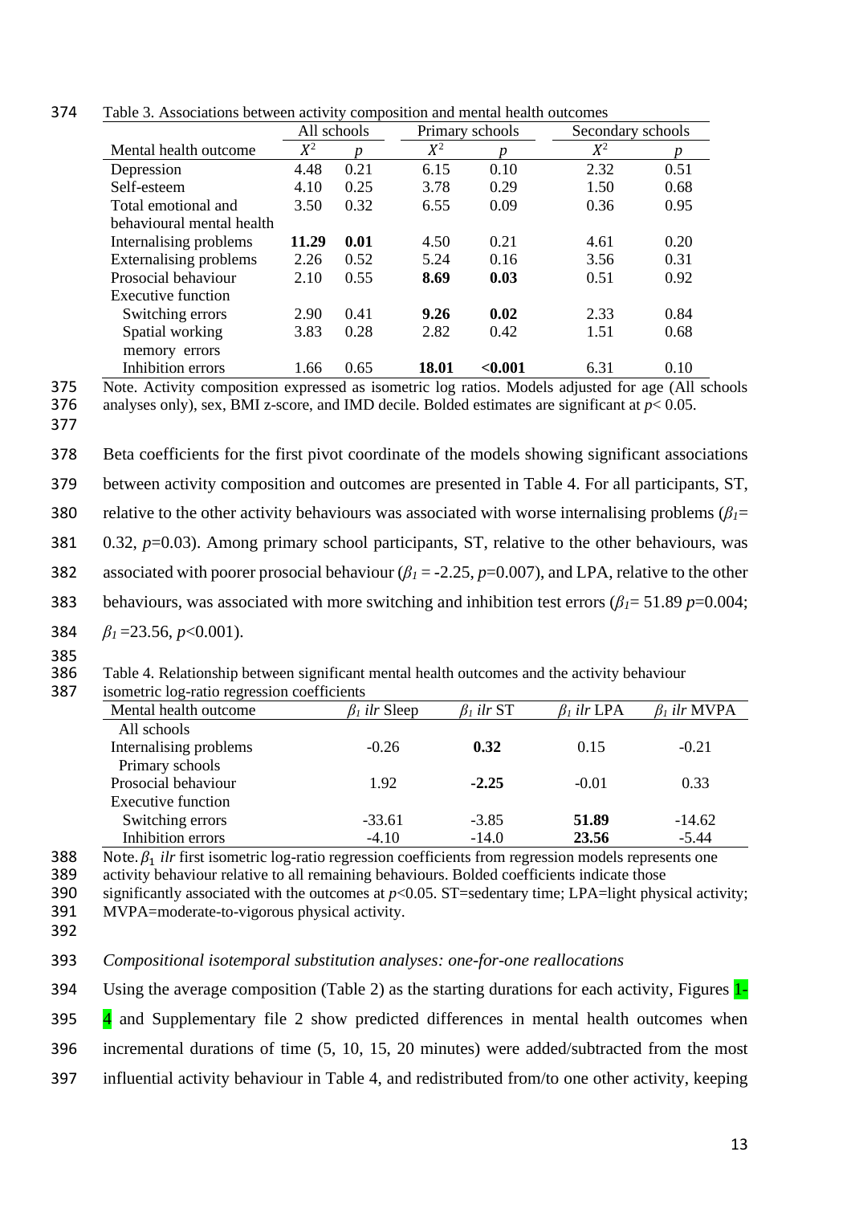Table 3. Associations between activity composition and mental health outcomes

| | All schools | | Primary schools | | Secondary schools | |
|---|---|---|---|---|---|---|
| Mental health outcome | $X^2$ | *p* | $X^2$ | *p* | $X^2$ | *p* |
| Depression | 4.48 | 0.21 | 6.15 | 0.10 | 2.32 | 0.51 |
| Self-esteem | 4.10 | 0.25 | 3.78 | 0.29 | 1.50 | 0.68 |
| Total emotional and behavioural mental health | 3.50 | 0.32 | 6.55 | 0.09 | 0.36 | 0.95 |
| Internalising problems | **11.29** | **0.01** | 4.50 | 0.21 | 4.61 | 0.20 |
| Externalising problems | 2.26 | 0.52 | 5.24 | 0.16 | 3.56 | 0.31 |
| Prosocial behaviour | 2.10 | 0.55 | **8.69** | **0.03** | 0.51 | 0.92 |
| Executive function | | | | | | |
| Switching errors | 2.90 | 0.41 | **9.26** | **0.02** | 2.33 | 0.84 |
| Spatial working memory errors | 3.83 | 0.28 | 2.82 | 0.42 | 1.51 | 0.68 |
| Inhibition errors | 1.66 | 0.65 | **18.01** | **<0.001** | 6.31 | 0.10 |

Note. Activity composition expressed as isometric log ratios. Models adjusted for age (All schools analyses only), sex, BMI z-score, and IMD decile. Bolded estimates are significant at $p< 0.05$.

Beta coefficients for the first pivot coordinate of the models showing significant associations between activity composition and outcomes are presented in Table 4. For all participants, ST, relative to the other activity behaviours was associated with worse internalising problems ($\beta_1$= 0.32, $p$=0.03). Among primary school participants, ST, relative to the other behaviours, was associated with poorer prosocial behaviour ($\beta_1$ = -2.25, $p$=0.007), and LPA, relative to the other behaviours, was associated with more switching and inhibition test errors ($\beta_1$= 51.89 $p$=0.004; $\beta_1$ =23.56, $p$<0.001).

Table 4. Relationship between significant mental health outcomes and the activity behaviour isometric log-ratio regression coefficients

| Mental health outcome | $\beta_1$ *ilr* Sleep | $\beta_1$ *ilr* ST | $\beta_1$ *ilr* LPA | $\beta_1$ *ilr* MVPA |
|---|---|---|---|---|
| All schools | | | | |
| Internalising problems | -0.26 | **0.32** | 0.15 | -0.21 |
| Primary schools | | | | |
| Prosocial behaviour | 1.92 | **-2.25** | -0.01 | 0.33 |
| Executive function | | | | |
| Switching errors | -33.61 | -3.85 | **51.89** | -14.62 |
| Inhibition errors | -4.10 | -14.0 | **23.56** | -5.44 |

Note. $\beta_1$ *ilr* first isometric log-ratio regression coefficients from regression models represents one activity behaviour relative to all remaining behaviours. Bolded coefficients indicate those significantly associated with the outcomes at $p$<0.05. ST=sedentary time; LPA=light physical activity; MVPA=moderate-to-vigorous physical activity.

*Compositional isotemporal substitution analyses: one-for-one reallocations*

Using the average composition (Table 2) as the starting durations for each activity, Figures 1-4 and Supplementary file 2 show predicted differences in mental health outcomes when incremental durations of time (5, 10, 15, 20 minutes) were added/subtracted from the most influential activity behaviour in Table 4, and redistributed from/to one other activity, keeping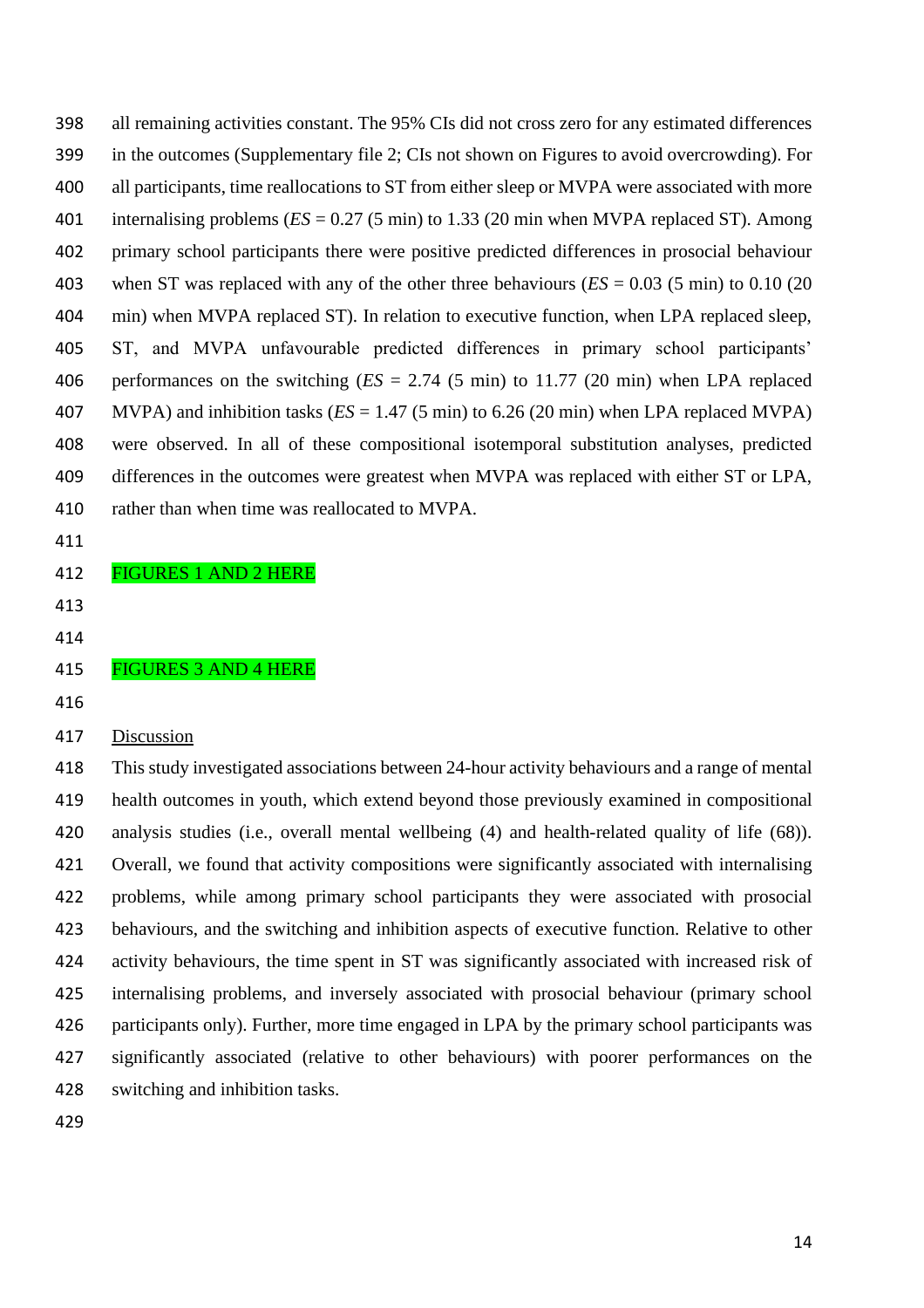all remaining activities constant. The 95% CIs did not cross zero for any estimated differences in the outcomes (Supplementary file 2; CIs not shown on Figures to avoid overcrowding). For all participants, time reallocations to ST from either sleep or MVPA were associated with more internalising problems (*ES* = 0.27 (5 min) to 1.33 (20 min when MVPA replaced ST). Among primary school participants there were positive predicted differences in prosocial behaviour when ST was replaced with any of the other three behaviours (*ES* = 0.03 (5 min) to 0.10 (20 min) when MVPA replaced ST). In relation to executive function, when LPA replaced sleep, ST, and MVPA unfavourable predicted differences in primary school participants' performances on the switching (*ES* = 2.74 (5 min) to 11.77 (20 min) when LPA replaced MVPA) and inhibition tasks (*ES* = 1.47 (5 min) to 6.26 (20 min) when LPA replaced MVPA) were observed. In all of these compositional isotemporal substitution analyses, predicted differences in the outcomes were greatest when MVPA was replaced with either ST or LPA, rather than when time was reallocated to MVPA.

FIGURES 1 AND 2 HERE

FIGURES 3 AND 4 HERE

## Discussion

This study investigated associations between 24-hour activity behaviours and a range of mental health outcomes in youth, which extend beyond those previously examined in compositional analysis studies (i.e., overall mental wellbeing (4) and health-related quality of life (68)). Overall, we found that activity compositions were significantly associated with internalising problems, while among primary school participants they were associated with prosocial behaviours, and the switching and inhibition aspects of executive function. Relative to other activity behaviours, the time spent in ST was significantly associated with increased risk of internalising problems, and inversely associated with prosocial behaviour (primary school participants only). Further, more time engaged in LPA by the primary school participants was significantly associated (relative to other behaviours) with poorer performances on the switching and inhibition tasks.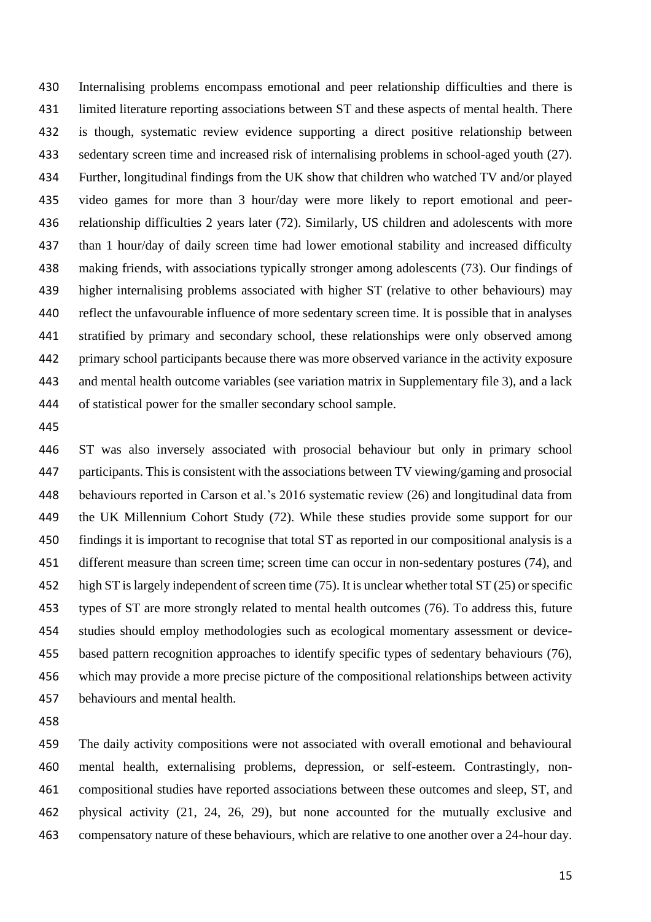Internalising problems encompass emotional and peer relationship difficulties and there is limited literature reporting associations between ST and these aspects of mental health. There is though, systematic review evidence supporting a direct positive relationship between sedentary screen time and increased risk of internalising problems in school-aged youth (27). Further, longitudinal findings from the UK show that children who watched TV and/or played video games for more than 3 hour/day were more likely to report emotional and peer-relationship difficulties 2 years later (72). Similarly, US children and adolescents with more than 1 hour/day of daily screen time had lower emotional stability and increased difficulty making friends, with associations typically stronger among adolescents (73). Our findings of higher internalising problems associated with higher ST (relative to other behaviours) may reflect the unfavourable influence of more sedentary screen time. It is possible that in analyses stratified by primary and secondary school, these relationships were only observed among primary school participants because there was more observed variance in the activity exposure and mental health outcome variables (see variation matrix in Supplementary file 3), and a lack of statistical power for the smaller secondary school sample.

ST was also inversely associated with prosocial behaviour but only in primary school participants. This is consistent with the associations between TV viewing/gaming and prosocial behaviours reported in Carson et al.'s 2016 systematic review (26) and longitudinal data from the UK Millennium Cohort Study (72). While these studies provide some support for our findings it is important to recognise that total ST as reported in our compositional analysis is a different measure than screen time; screen time can occur in non-sedentary postures (74), and high ST is largely independent of screen time (75). It is unclear whether total ST (25) or specific types of ST are more strongly related to mental health outcomes (76). To address this, future studies should employ methodologies such as ecological momentary assessment or device-based pattern recognition approaches to identify specific types of sedentary behaviours (76), which may provide a more precise picture of the compositional relationships between activity behaviours and mental health.

The daily activity compositions were not associated with overall emotional and behavioural mental health, externalising problems, depression, or self-esteem. Contrastingly, non-compositional studies have reported associations between these outcomes and sleep, ST, and physical activity (21, 24, 26, 29), but none accounted for the mutually exclusive and compensatory nature of these behaviours, which are relative to one another over a 24-hour day.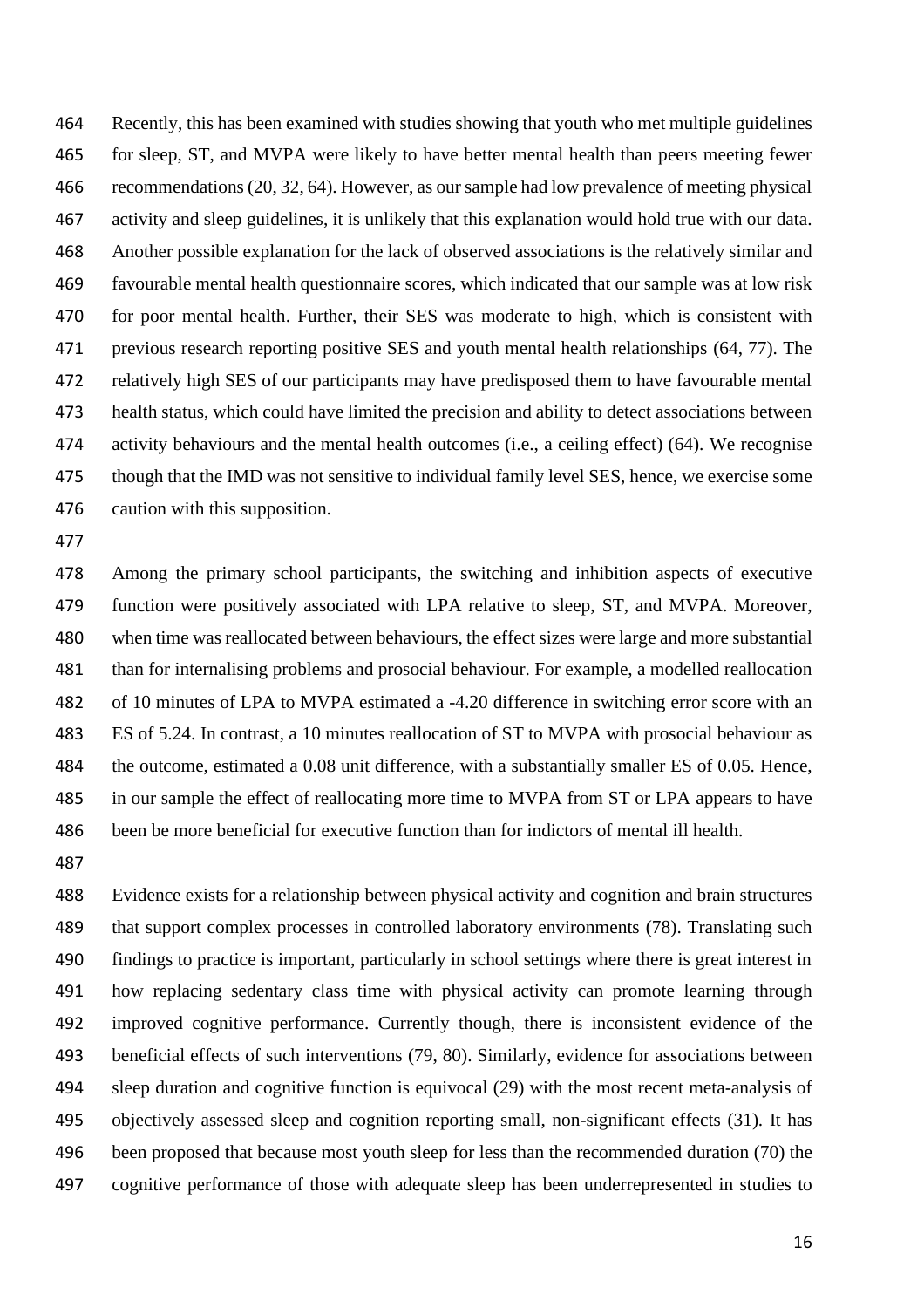Recently, this has been examined with studies showing that youth who met multiple guidelines for sleep, ST, and MVPA were likely to have better mental health than peers meeting fewer recommendations (20, 32, 64). However, as our sample had low prevalence of meeting physical activity and sleep guidelines, it is unlikely that this explanation would hold true with our data. Another possible explanation for the lack of observed associations is the relatively similar and favourable mental health questionnaire scores, which indicated that our sample was at low risk for poor mental health. Further, their SES was moderate to high, which is consistent with previous research reporting positive SES and youth mental health relationships (64, 77). The relatively high SES of our participants may have predisposed them to have favourable mental health status, which could have limited the precision and ability to detect associations between activity behaviours and the mental health outcomes (i.e., a ceiling effect) (64). We recognise though that the IMD was not sensitive to individual family level SES, hence, we exercise some caution with this supposition.

Among the primary school participants, the switching and inhibition aspects of executive function were positively associated with LPA relative to sleep, ST, and MVPA. Moreover, when time was reallocated between behaviours, the effect sizes were large and more substantial than for internalising problems and prosocial behaviour. For example, a modelled reallocation of 10 minutes of LPA to MVPA estimated a -4.20 difference in switching error score with an ES of 5.24. In contrast, a 10 minutes reallocation of ST to MVPA with prosocial behaviour as the outcome, estimated a 0.08 unit difference, with a substantially smaller ES of 0.05. Hence, in our sample the effect of reallocating more time to MVPA from ST or LPA appears to have been be more beneficial for executive function than for indictors of mental ill health.

Evidence exists for a relationship between physical activity and cognition and brain structures that support complex processes in controlled laboratory environments (78). Translating such findings to practice is important, particularly in school settings where there is great interest in how replacing sedentary class time with physical activity can promote learning through improved cognitive performance. Currently though, there is inconsistent evidence of the beneficial effects of such interventions (79, 80). Similarly, evidence for associations between sleep duration and cognitive function is equivocal (29) with the most recent meta-analysis of objectively assessed sleep and cognition reporting small, non-significant effects (31). It has been proposed that because most youth sleep for less than the recommended duration (70) the cognitive performance of those with adequate sleep has been underrepresented in studies to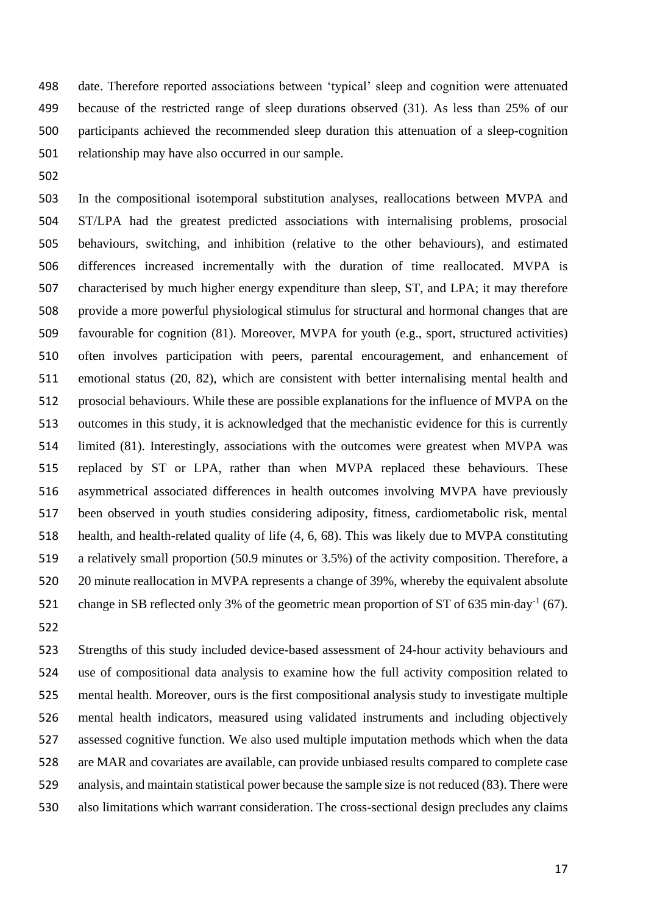date. Therefore reported associations between 'typical' sleep and cognition were attenuated because of the restricted range of sleep durations observed (31). As less than 25% of our participants achieved the recommended sleep duration this attenuation of a sleep-cognition relationship may have also occurred in our sample.

In the compositional isotemporal substitution analyses, reallocations between MVPA and ST/LPA had the greatest predicted associations with internalising problems, prosocial behaviours, switching, and inhibition (relative to the other behaviours), and estimated differences increased incrementally with the duration of time reallocated. MVPA is characterised by much higher energy expenditure than sleep, ST, and LPA; it may therefore provide a more powerful physiological stimulus for structural and hormonal changes that are favourable for cognition (81). Moreover, MVPA for youth (e.g., sport, structured activities) often involves participation with peers, parental encouragement, and enhancement of emotional status (20, 82), which are consistent with better internalising mental health and prosocial behaviours. While these are possible explanations for the influence of MVPA on the outcomes in this study, it is acknowledged that the mechanistic evidence for this is currently limited (81). Interestingly, associations with the outcomes were greatest when MVPA was replaced by ST or LPA, rather than when MVPA replaced these behaviours. These asymmetrical associated differences in health outcomes involving MVPA have previously been observed in youth studies considering adiposity, fitness, cardiometabolic risk, mental health, and health-related quality of life (4, 6, 68). This was likely due to MVPA constituting a relatively small proportion (50.9 minutes or 3.5%) of the activity composition. Therefore, a 20 minute reallocation in MVPA represents a change of 39%, whereby the equivalent absolute change in SB reflected only 3% of the geometric mean proportion of ST of 635 min·day$^{-1}$ (67).

Strengths of this study included device-based assessment of 24-hour activity behaviours and use of compositional data analysis to examine how the full activity composition related to mental health. Moreover, ours is the first compositional analysis study to investigate multiple mental health indicators, measured using validated instruments and including objectively assessed cognitive function. We also used multiple imputation methods which when the data are MAR and covariates are available, can provide unbiased results compared to complete case analysis, and maintain statistical power because the sample size is not reduced (83). There were also limitations which warrant consideration. The cross-sectional design precludes any claims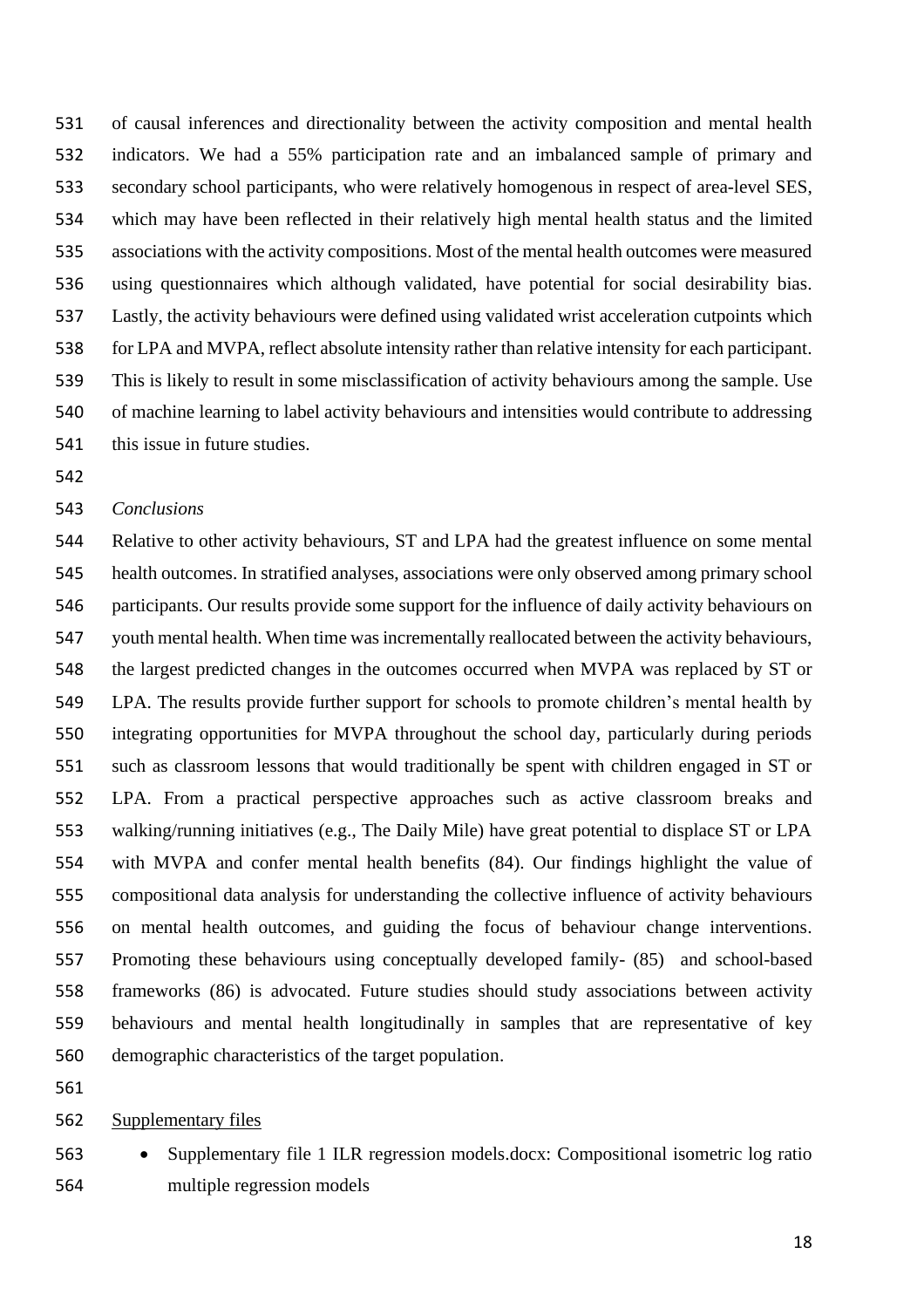of causal inferences and directionality between the activity composition and mental health indicators. We had a 55% participation rate and an imbalanced sample of primary and secondary school participants, who were relatively homogenous in respect of area-level SES, which may have been reflected in their relatively high mental health status and the limited associations with the activity compositions. Most of the mental health outcomes were measured using questionnaires which although validated, have potential for social desirability bias. Lastly, the activity behaviours were defined using validated wrist acceleration cutpoints which for LPA and MVPA, reflect absolute intensity rather than relative intensity for each participant. This is likely to result in some misclassification of activity behaviours among the sample. Use of machine learning to label activity behaviours and intensities would contribute to addressing this issue in future studies.

*Conclusions*

Relative to other activity behaviours, ST and LPA had the greatest influence on some mental health outcomes. In stratified analyses, associations were only observed among primary school participants. Our results provide some support for the influence of daily activity behaviours on youth mental health. When time was incrementally reallocated between the activity behaviours, the largest predicted changes in the outcomes occurred when MVPA was replaced by ST or LPA. The results provide further support for schools to promote children's mental health by integrating opportunities for MVPA throughout the school day, particularly during periods such as classroom lessons that would traditionally be spent with children engaged in ST or LPA. From a practical perspective approaches such as active classroom breaks and walking/running initiatives (e.g., The Daily Mile) have great potential to displace ST or LPA with MVPA and confer mental health benefits (84). Our findings highlight the value of compositional data analysis for understanding the collective influence of activity behaviours on mental health outcomes, and guiding the focus of behaviour change interventions. Promoting these behaviours using conceptually developed family- (85) and school-based frameworks (86) is advocated. Future studies should study associations between activity behaviours and mental health longitudinally in samples that are representative of key demographic characteristics of the target population.

Supplementary files

- Supplementary file 1 ILR regression models.docx: Compositional isometric log ratio multiple regression models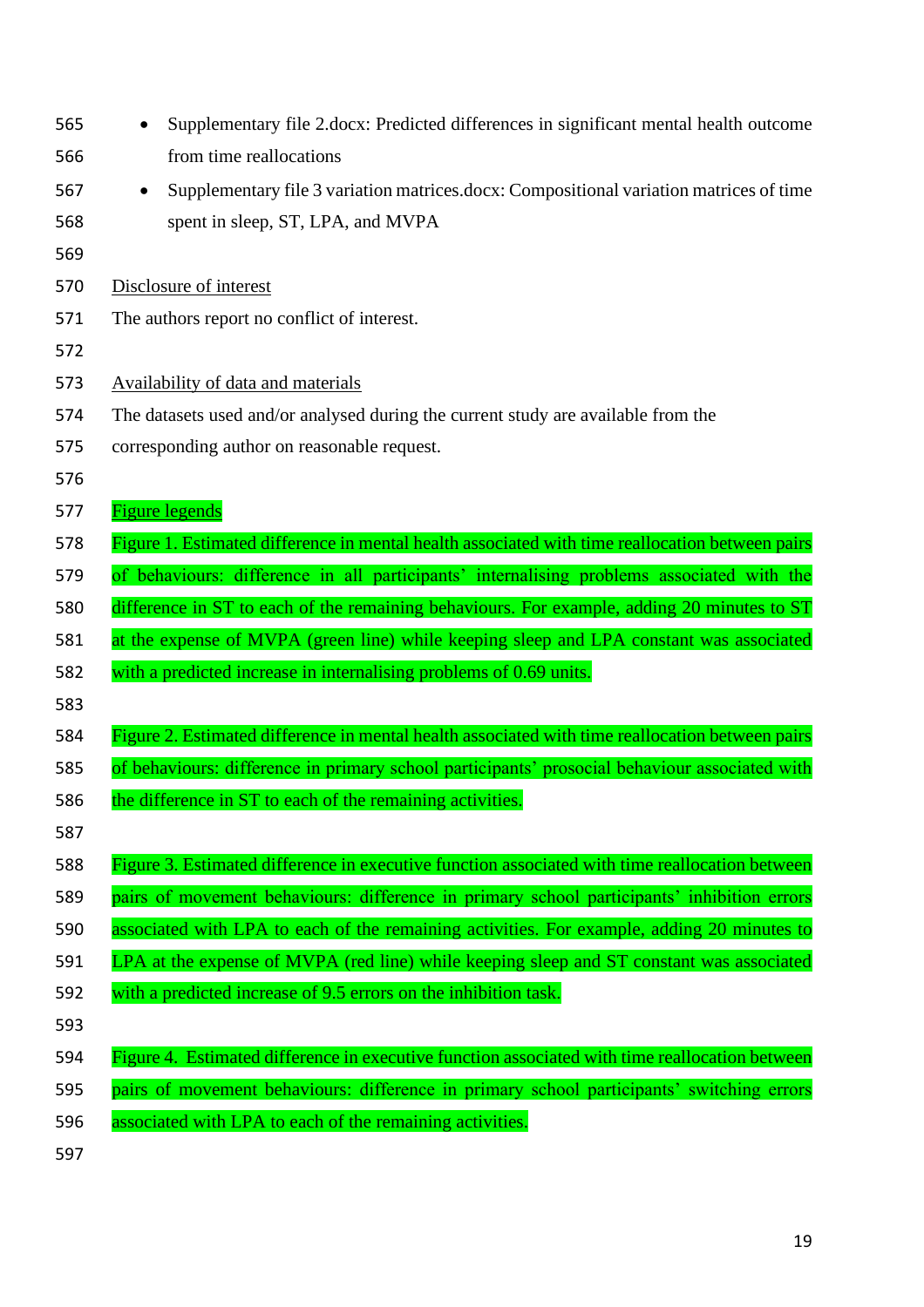- Supplementary file 2.docx: Predicted differences in significant mental health outcome from time reallocations
- Supplementary file 3 variation matrices.docx: Compositional variation matrices of time spent in sleep, ST, LPA, and MVPA

Disclosure of interest

The authors report no conflict of interest.

Availability of data and materials

The datasets used and/or analysed during the current study are available from the corresponding author on reasonable request.

Figure legends

Figure 1. Estimated difference in mental health associated with time reallocation between pairs of behaviours: difference in all participants' internalising problems associated with the difference in ST to each of the remaining behaviours. For example, adding 20 minutes to ST at the expense of MVPA (green line) while keeping sleep and LPA constant was associated with a predicted increase in internalising problems of 0.69 units.

Figure 2. Estimated difference in mental health associated with time reallocation between pairs of behaviours: difference in primary school participants' prosocial behaviour associated with the difference in ST to each of the remaining activities.

Figure 3. Estimated difference in executive function associated with time reallocation between pairs of movement behaviours: difference in primary school participants' inhibition errors associated with LPA to each of the remaining activities. For example, adding 20 minutes to LPA at the expense of MVPA (red line) while keeping sleep and ST constant was associated with a predicted increase of 9.5 errors on the inhibition task.

Figure 4. Estimated difference in executive function associated with time reallocation between pairs of movement behaviours: difference in primary school participants' switching errors associated with LPA to each of the remaining activities.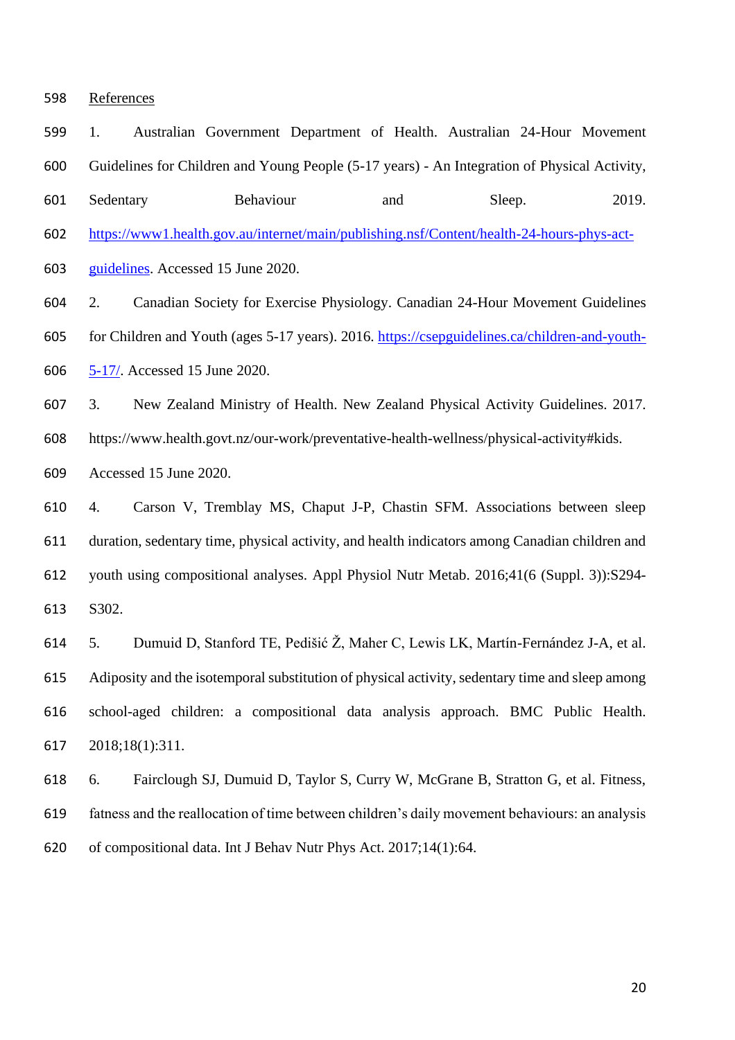References

1. Australian Government Department of Health. Australian 24-Hour Movement Guidelines for Children and Young People (5-17 years) - An Integration of Physical Activity, Sedentary Behaviour and Sleep. 2019. https://www1.health.gov.au/internet/main/publishing.nsf/Content/health-24-hours-phys-act-guidelines. Accessed 15 June 2020.

2. Canadian Society for Exercise Physiology. Canadian 24-Hour Movement Guidelines for Children and Youth (ages 5-17 years). 2016. https://csepguidelines.ca/children-and-youth-5-17/. Accessed 15 June 2020.

3. New Zealand Ministry of Health. New Zealand Physical Activity Guidelines. 2017. https://www.health.govt.nz/our-work/preventative-health-wellness/physical-activity#kids. Accessed 15 June 2020.

4. Carson V, Tremblay MS, Chaput J-P, Chastin SFM. Associations between sleep duration, sedentary time, physical activity, and health indicators among Canadian children and youth using compositional analyses. Appl Physiol Nutr Metab. 2016;41(6 (Suppl. 3)):S294-S302.

5. Dumuid D, Stanford TE, Pedišić Ž, Maher C, Lewis LK, Martín-Fernández J-A, et al. Adiposity and the isotemporal substitution of physical activity, sedentary time and sleep among school-aged children: a compositional data analysis approach. BMC Public Health. 2018;18(1):311.

6. Fairclough SJ, Dumuid D, Taylor S, Curry W, McGrane B, Stratton G, et al. Fitness, fatness and the reallocation of time between children's daily movement behaviours: an analysis of compositional data. Int J Behav Nutr Phys Act. 2017;14(1):64.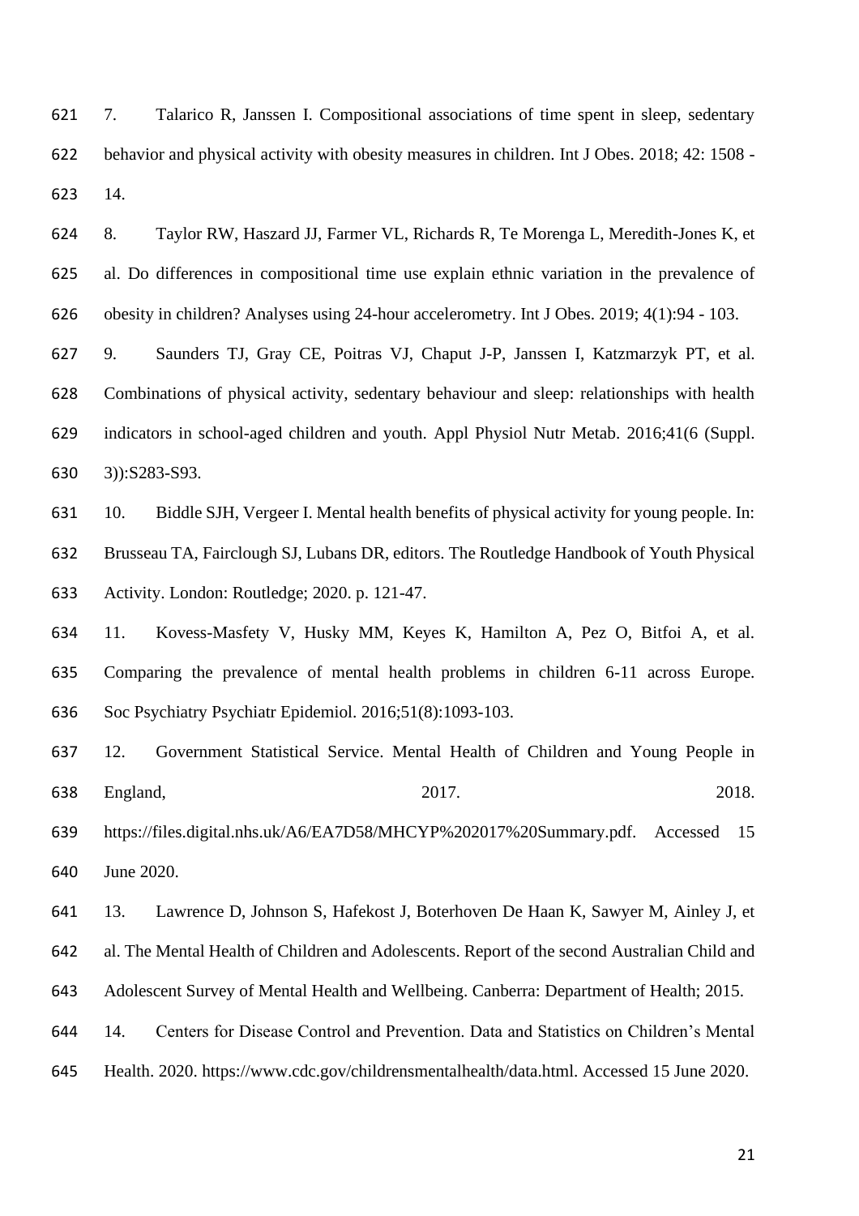7. Talarico R, Janssen I. Compositional associations of time spent in sleep, sedentary behavior and physical activity with obesity measures in children. Int J Obes. 2018; 42: 1508 - 14.

8. Taylor RW, Haszard JJ, Farmer VL, Richards R, Te Morenga L, Meredith-Jones K, et al. Do differences in compositional time use explain ethnic variation in the prevalence of obesity in children? Analyses using 24-hour accelerometry. Int J Obes. 2019; 4(1):94 - 103.

9. Saunders TJ, Gray CE, Poitras VJ, Chaput J-P, Janssen I, Katzmarzyk PT, et al. Combinations of physical activity, sedentary behaviour and sleep: relationships with health indicators in school-aged children and youth. Appl Physiol Nutr Metab. 2016;41(6 (Suppl. 3)):S283-S93.

10. Biddle SJH, Vergeer I. Mental health benefits of physical activity for young people. In: Brusseau TA, Fairclough SJ, Lubans DR, editors. The Routledge Handbook of Youth Physical Activity. London: Routledge; 2020. p. 121-47.

11. Kovess-Masfety V, Husky MM, Keyes K, Hamilton A, Pez O, Bitfoi A, et al. Comparing the prevalence of mental health problems in children 6-11 across Europe. Soc Psychiatry Psychiatr Epidemiol. 2016;51(8):1093-103.

12. Government Statistical Service. Mental Health of Children and Young People in England, 2017. 2018. https://files.digital.nhs.uk/A6/EA7D58/MHCYP%202017%20Summary.pdf. Accessed 15 June 2020.

13. Lawrence D, Johnson S, Hafekost J, Boterhoven De Haan K, Sawyer M, Ainley J, et al. The Mental Health of Children and Adolescents. Report of the second Australian Child and Adolescent Survey of Mental Health and Wellbeing. Canberra: Department of Health; 2015.

14. Centers for Disease Control and Prevention. Data and Statistics on Children's Mental Health. 2020. https://www.cdc.gov/childrensmentalhealth/data.html. Accessed 15 June 2020.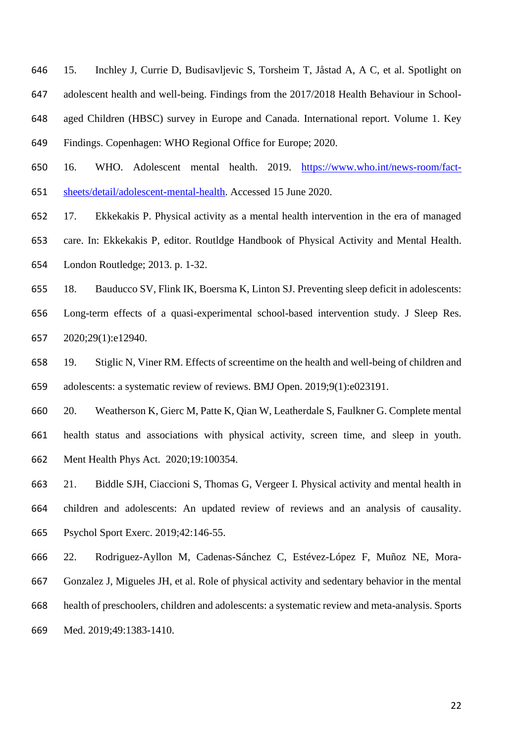15. Inchley J, Currie D, Budisavljevic S, Torsheim T, Jåstad A, A C, et al. Spotlight on adolescent health and well-being. Findings from the 2017/2018 Health Behaviour in School-aged Children (HBSC) survey in Europe and Canada. International report. Volume 1. Key Findings. Copenhagen: WHO Regional Office for Europe; 2020.

16. WHO. Adolescent mental health. 2019. https://www.who.int/news-room/fact-sheets/detail/adolescent-mental-health. Accessed 15 June 2020.

17. Ekkekakis P. Physical activity as a mental health intervention in the era of managed care. In: Ekkekakis P, editor. Routldge Handbook of Physical Activity and Mental Health. London Routledge; 2013. p. 1-32.

18. Bauducco SV, Flink IK, Boersma K, Linton SJ. Preventing sleep deficit in adolescents: Long-term effects of a quasi-experimental school-based intervention study. J Sleep Res. 2020;29(1):e12940.

19. Stiglic N, Viner RM. Effects of screentime on the health and well-being of children and adolescents: a systematic review of reviews. BMJ Open. 2019;9(1):e023191.

20. Weatherson K, Gierc M, Patte K, Qian W, Leatherdale S, Faulkner G. Complete mental health status and associations with physical activity, screen time, and sleep in youth. Ment Health Phys Act. 2020;19:100354.

21. Biddle SJH, Ciaccioni S, Thomas G, Vergeer I. Physical activity and mental health in children and adolescents: An updated review of reviews and an analysis of causality. Psychol Sport Exerc. 2019;42:146-55.

22. Rodriguez-Ayllon M, Cadenas-Sánchez C, Estévez-López F, Muñoz NE, Mora-Gonzalez J, Migueles JH, et al. Role of physical activity and sedentary behavior in the mental health of preschoolers, children and adolescents: a systematic review and meta-analysis. Sports Med. 2019;49:1383-1410.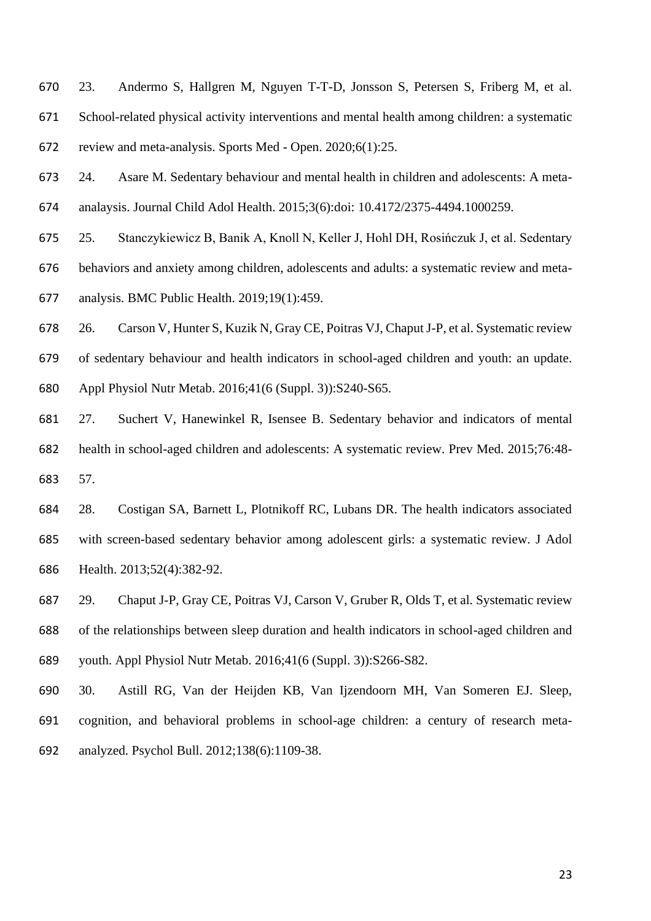23. Andermo S, Hallgren M, Nguyen T-T-D, Jonsson S, Petersen S, Friberg M, et al. School-related physical activity interventions and mental health among children: a systematic review and meta-analysis. Sports Med - Open. 2020;6(1):25.

24. Asare M. Sedentary behaviour and mental health in children and adolescents: A meta-analaysis. Journal Child Adol Health. 2015;3(6):doi: 10.4172/2375-4494.1000259.

25. Stanczykiewicz B, Banik A, Knoll N, Keller J, Hohl DH, Rosińczuk J, et al. Sedentary behaviors and anxiety among children, adolescents and adults: a systematic review and meta-analysis. BMC Public Health. 2019;19(1):459.

26. Carson V, Hunter S, Kuzik N, Gray CE, Poitras VJ, Chaput J-P, et al. Systematic review of sedentary behaviour and health indicators in school-aged children and youth: an update. Appl Physiol Nutr Metab. 2016;41(6 (Suppl. 3)):S240-S65.

27. Suchert V, Hanewinkel R, Isensee B. Sedentary behavior and indicators of mental health in school-aged children and adolescents: A systematic review. Prev Med. 2015;76:48-57.

28. Costigan SA, Barnett L, Plotnikoff RC, Lubans DR. The health indicators associated with screen-based sedentary behavior among adolescent girls: a systematic review. J Adol Health. 2013;52(4):382-92.

29. Chaput J-P, Gray CE, Poitras VJ, Carson V, Gruber R, Olds T, et al. Systematic review of the relationships between sleep duration and health indicators in school-aged children and youth. Appl Physiol Nutr Metab. 2016;41(6 (Suppl. 3)):S266-S82.

30. Astill RG, Van der Heijden KB, Van Ijzendoorn MH, Van Someren EJ. Sleep, cognition, and behavioral problems in school-age children: a century of research meta-analyzed. Psychol Bull. 2012;138(6):1109-38.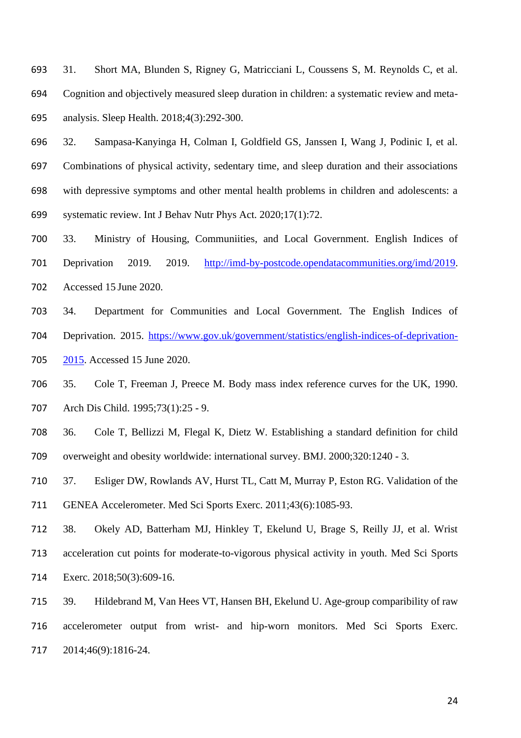31. Short MA, Blunden S, Rigney G, Matricciani L, Coussens S, M. Reynolds C, et al. Cognition and objectively measured sleep duration in children: a systematic review and meta-analysis. Sleep Health. 2018;4(3):292-300.

32. Sampasa-Kanyinga H, Colman I, Goldfield GS, Janssen I, Wang J, Podinic I, et al. Combinations of physical activity, sedentary time, and sleep duration and their associations with depressive symptoms and other mental health problems in children and adolescents: a systematic review. Int J Behav Nutr Phys Act. 2020;17(1):72.

33. Ministry of Housing, Communiities, and Local Government. English Indices of Deprivation 2019. 2019. http://imd-by-postcode.opendatacommunities.org/imd/2019. Accessed 15 June 2020.

34. Department for Communities and Local Government. The English Indices of Deprivation. 2015. https://www.gov.uk/government/statistics/english-indices-of-deprivation-2015. Accessed 15 June 2020.

35. Cole T, Freeman J, Preece M. Body mass index reference curves for the UK, 1990. Arch Dis Child. 1995;73(1):25 - 9.

36. Cole T, Bellizzi M, Flegal K, Dietz W. Establishing a standard definition for child overweight and obesity worldwide: international survey. BMJ. 2000;320:1240 - 3.

37. Esliger DW, Rowlands AV, Hurst TL, Catt M, Murray P, Eston RG. Validation of the GENEA Accelerometer. Med Sci Sports Exerc. 2011;43(6):1085-93.

38. Okely AD, Batterham MJ, Hinkley T, Ekelund U, Brage S, Reilly JJ, et al. Wrist acceleration cut points for moderate-to-vigorous physical activity in youth. Med Sci Sports Exerc. 2018;50(3):609-16.

39. Hildebrand M, Van Hees VT, Hansen BH, Ekelund U. Age-group comparibility of raw accelerometer output from wrist- and hip-worn monitors. Med Sci Sports Exerc. 2014;46(9):1816-24.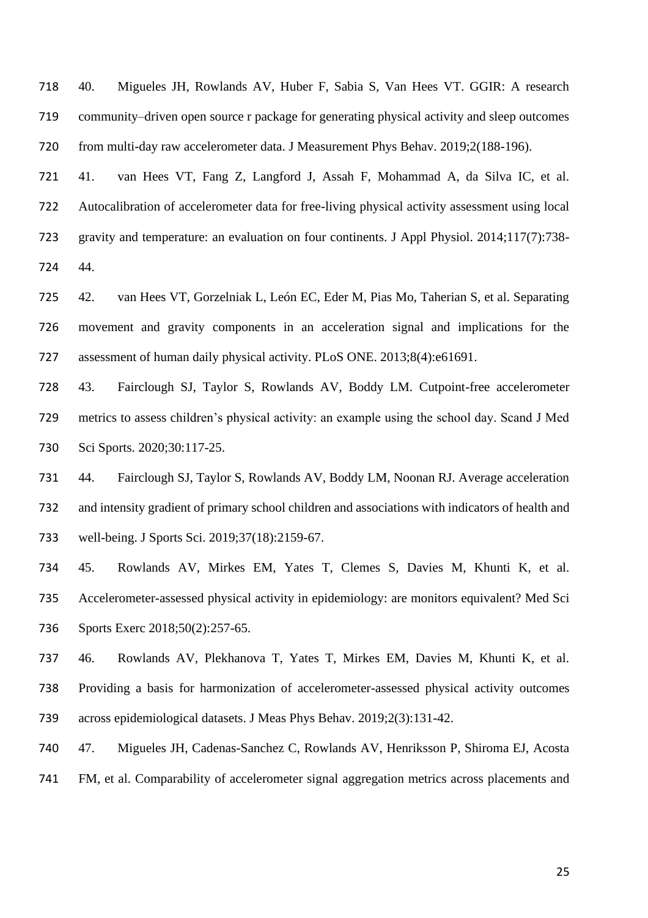40. Migueles JH, Rowlands AV, Huber F, Sabia S, Van Hees VT. GGIR: A research community–driven open source r package for generating physical activity and sleep outcomes from multi-day raw accelerometer data. J Measurement Phys Behav. 2019;2(188-196).

41. van Hees VT, Fang Z, Langford J, Assah F, Mohammad A, da Silva IC, et al. Autocalibration of accelerometer data for free-living physical activity assessment using local gravity and temperature: an evaluation on four continents. J Appl Physiol. 2014;117(7):738-44.

42. van Hees VT, Gorzelniak L, León EC, Eder M, Pias Mo, Taherian S, et al. Separating movement and gravity components in an acceleration signal and implications for the assessment of human daily physical activity. PLoS ONE. 2013;8(4):e61691.

43. Fairclough SJ, Taylor S, Rowlands AV, Boddy LM. Cutpoint-free accelerometer metrics to assess children's physical activity: an example using the school day. Scand J Med Sci Sports. 2020;30:117-25.

44. Fairclough SJ, Taylor S, Rowlands AV, Boddy LM, Noonan RJ. Average acceleration and intensity gradient of primary school children and associations with indicators of health and well-being. J Sports Sci. 2019;37(18):2159-67.

45. Rowlands AV, Mirkes EM, Yates T, Clemes S, Davies M, Khunti K, et al. Accelerometer-assessed physical activity in epidemiology: are monitors equivalent? Med Sci Sports Exerc 2018;50(2):257-65.

46. Rowlands AV, Plekhanova T, Yates T, Mirkes EM, Davies M, Khunti K, et al. Providing a basis for harmonization of accelerometer-assessed physical activity outcomes across epidemiological datasets. J Meas Phys Behav. 2019;2(3):131-42.

47. Migueles JH, Cadenas-Sanchez C, Rowlands AV, Henriksson P, Shiroma EJ, Acosta FM, et al. Comparability of accelerometer signal aggregation metrics across placements and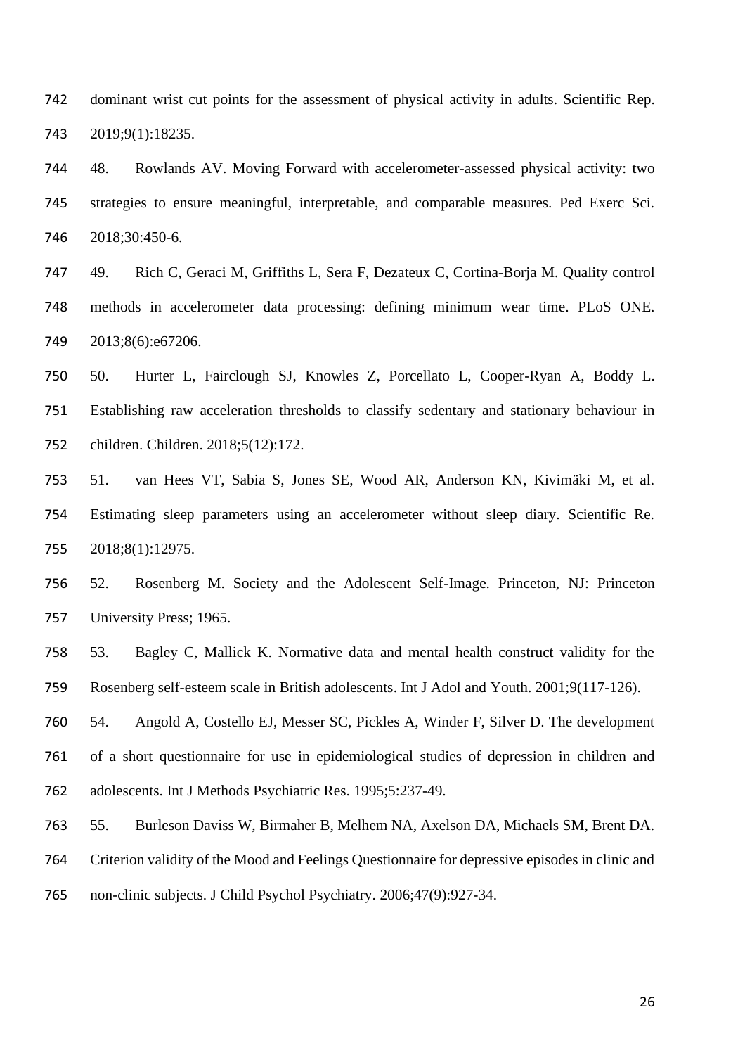dominant wrist cut points for the assessment of physical activity in adults. Scientific Rep. 2019;9(1):18235.

48. Rowlands AV. Moving Forward with accelerometer-assessed physical activity: two strategies to ensure meaningful, interpretable, and comparable measures. Ped Exerc Sci. 2018;30:450-6.

49. Rich C, Geraci M, Griffiths L, Sera F, Dezateux C, Cortina-Borja M. Quality control methods in accelerometer data processing: defining minimum wear time. PLoS ONE. 2013;8(6):e67206.

50. Hurter L, Fairclough SJ, Knowles Z, Porcellato L, Cooper-Ryan A, Boddy L. Establishing raw acceleration thresholds to classify sedentary and stationary behaviour in children. Children. 2018;5(12):172.

51. van Hees VT, Sabia S, Jones SE, Wood AR, Anderson KN, Kivimäki M, et al. Estimating sleep parameters using an accelerometer without sleep diary. Scientific Re. 2018;8(1):12975.

52. Rosenberg M. Society and the Adolescent Self-Image. Princeton, NJ: Princeton University Press; 1965.

53. Bagley C, Mallick K. Normative data and mental health construct validity for the Rosenberg self-esteem scale in British adolescents. Int J Adol and Youth. 2001;9(117-126).

54. Angold A, Costello EJ, Messer SC, Pickles A, Winder F, Silver D. The development of a short questionnaire for use in epidemiological studies of depression in children and adolescents. Int J Methods Psychiatric Res. 1995;5:237-49.

55. Burleson Daviss W, Birmaher B, Melhem NA, Axelson DA, Michaels SM, Brent DA. Criterion validity of the Mood and Feelings Questionnaire for depressive episodes in clinic and non-clinic subjects. J Child Psychol Psychiatry. 2006;47(9):927-34.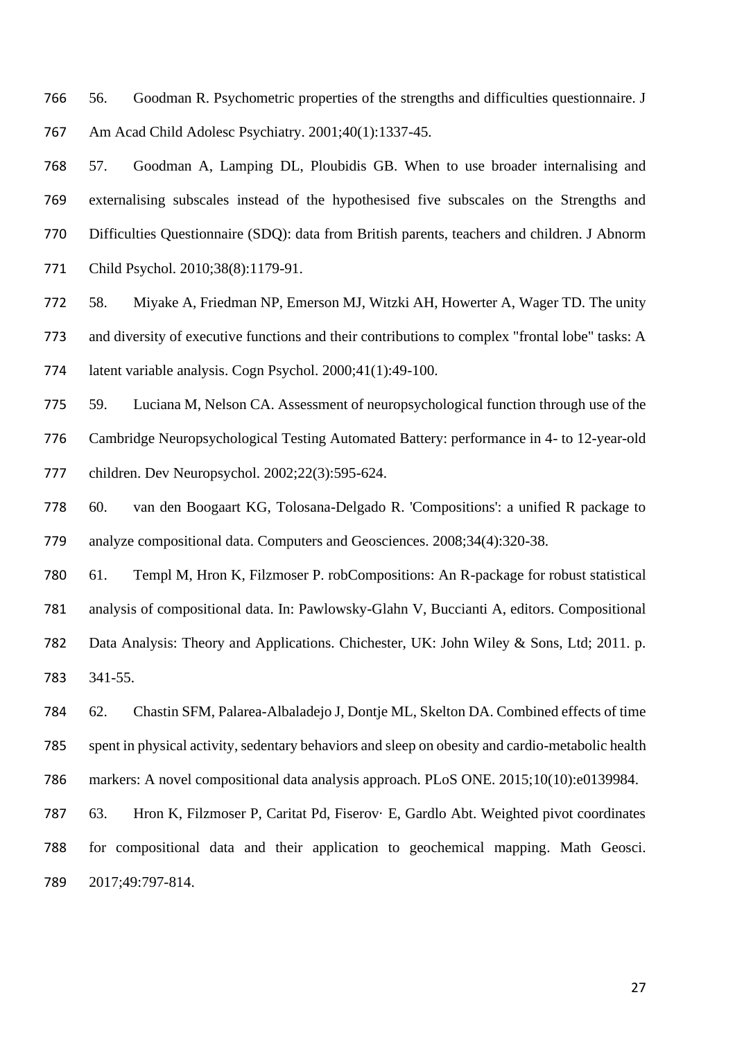56. Goodman R. Psychometric properties of the strengths and difficulties questionnaire. J Am Acad Child Adolesc Psychiatry. 2001;40(1):1337-45.

57. Goodman A, Lamping DL, Ploubidis GB. When to use broader internalising and externalising subscales instead of the hypothesised five subscales on the Strengths and Difficulties Questionnaire (SDQ): data from British parents, teachers and children. J Abnorm Child Psychol. 2010;38(8):1179-91.

58. Miyake A, Friedman NP, Emerson MJ, Witzki AH, Howerter A, Wager TD. The unity and diversity of executive functions and their contributions to complex "frontal lobe" tasks: A latent variable analysis. Cogn Psychol. 2000;41(1):49-100.

59. Luciana M, Nelson CA. Assessment of neuropsychological function through use of the Cambridge Neuropsychological Testing Automated Battery: performance in 4- to 12-year-old children. Dev Neuropsychol. 2002;22(3):595-624.

60. van den Boogaart KG, Tolosana-Delgado R. 'Compositions': a unified R package to analyze compositional data. Computers and Geosciences. 2008;34(4):320-38.

61. Templ M, Hron K, Filzmoser P. robCompositions: An R-package for robust statistical analysis of compositional data. In: Pawlowsky-Glahn V, Buccianti A, editors. Compositional Data Analysis: Theory and Applications. Chichester, UK: John Wiley & Sons, Ltd; 2011. p. 341-55.

62. Chastin SFM, Palarea-Albaladejo J, Dontje ML, Skelton DA. Combined effects of time spent in physical activity, sedentary behaviors and sleep on obesity and cardio-metabolic health markers: A novel compositional data analysis approach. PLoS ONE. 2015;10(10):e0139984.

63. Hron K, Filzmoser P, Caritat Pd, Fiserov· E, Gardlo Abt. Weighted pivot coordinates for compositional data and their application to geochemical mapping. Math Geosci. 2017;49:797-814.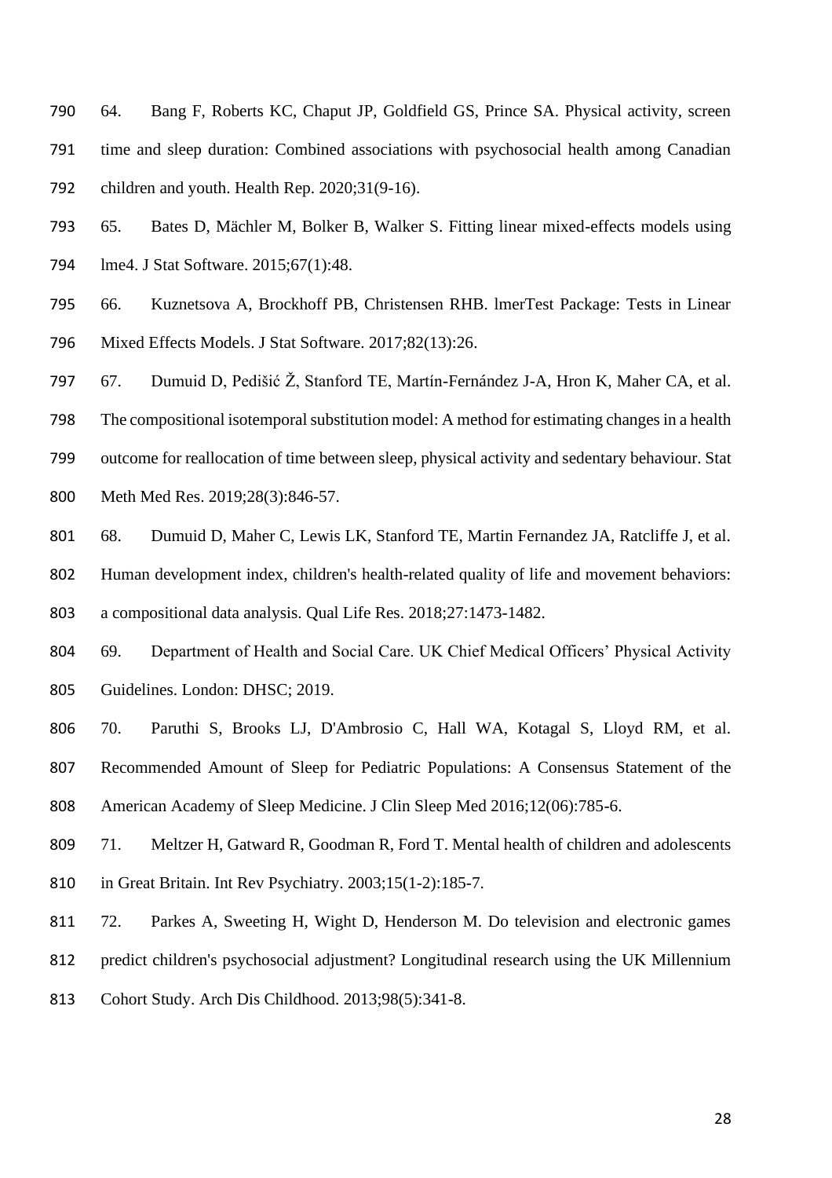64. Bang F, Roberts KC, Chaput JP, Goldfield GS, Prince SA. Physical activity, screen time and sleep duration: Combined associations with psychosocial health among Canadian children and youth. Health Rep. 2020;31(9-16).

65. Bates D, Mächler M, Bolker B, Walker S. Fitting linear mixed-effects models using lme4. J Stat Software. 2015;67(1):48.

66. Kuznetsova A, Brockhoff PB, Christensen RHB. lmerTest Package: Tests in Linear Mixed Effects Models. J Stat Software. 2017;82(13):26.

67. Dumuid D, Pedišić Ž, Stanford TE, Martín-Fernández J-A, Hron K, Maher CA, et al. The compositional isotemporal substitution model: A method for estimating changes in a health outcome for reallocation of time between sleep, physical activity and sedentary behaviour. Stat Meth Med Res. 2019;28(3):846-57.

68. Dumuid D, Maher C, Lewis LK, Stanford TE, Martin Fernandez JA, Ratcliffe J, et al. Human development index, children's health-related quality of life and movement behaviors: a compositional data analysis. Qual Life Res. 2018;27:1473-1482.

69. Department of Health and Social Care. UK Chief Medical Officers' Physical Activity Guidelines. London: DHSC; 2019.

70. Paruthi S, Brooks LJ, D'Ambrosio C, Hall WA, Kotagal S, Lloyd RM, et al. Recommended Amount of Sleep for Pediatric Populations: A Consensus Statement of the American Academy of Sleep Medicine. J Clin Sleep Med 2016;12(06):785-6.

71. Meltzer H, Gatward R, Goodman R, Ford T. Mental health of children and adolescents in Great Britain. Int Rev Psychiatry. 2003;15(1-2):185-7.

72. Parkes A, Sweeting H, Wight D, Henderson M. Do television and electronic games predict children's psychosocial adjustment? Longitudinal research using the UK Millennium Cohort Study. Arch Dis Childhood. 2013;98(5):341-8.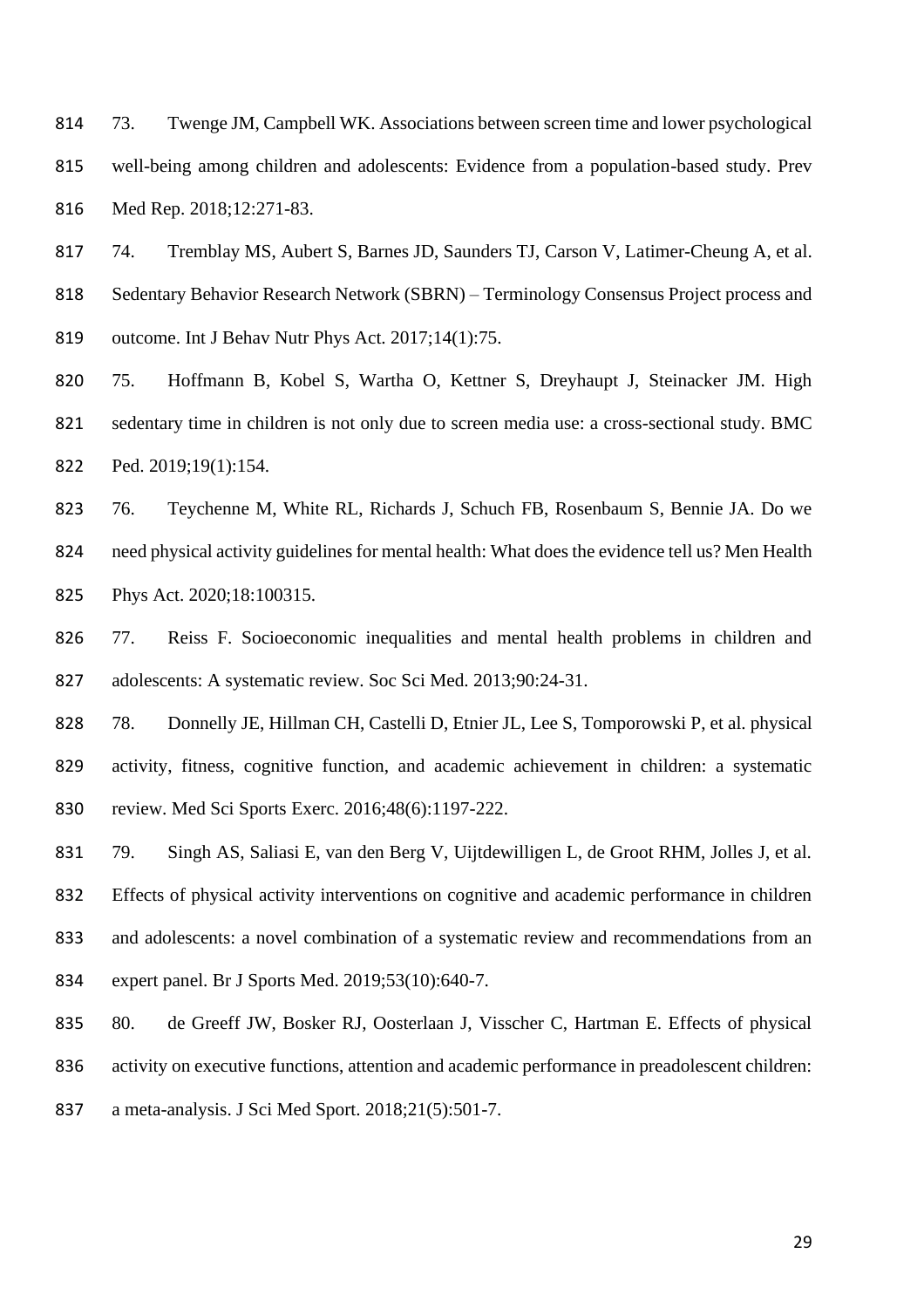73. Twenge JM, Campbell WK. Associations between screen time and lower psychological well-being among children and adolescents: Evidence from a population-based study. Prev Med Rep. 2018;12:271-83.

74. Tremblay MS, Aubert S, Barnes JD, Saunders TJ, Carson V, Latimer-Cheung A, et al. Sedentary Behavior Research Network (SBRN) – Terminology Consensus Project process and outcome. Int J Behav Nutr Phys Act. 2017;14(1):75.

75. Hoffmann B, Kobel S, Wartha O, Kettner S, Dreyhaupt J, Steinacker JM. High sedentary time in children is not only due to screen media use: a cross-sectional study. BMC Ped. 2019;19(1):154.

76. Teychenne M, White RL, Richards J, Schuch FB, Rosenbaum S, Bennie JA. Do we need physical activity guidelines for mental health: What does the evidence tell us? Men Health Phys Act. 2020;18:100315.

77. Reiss F. Socioeconomic inequalities and mental health problems in children and adolescents: A systematic review. Soc Sci Med. 2013;90:24-31.

78. Donnelly JE, Hillman CH, Castelli D, Etnier JL, Lee S, Tomporowski P, et al. physical activity, fitness, cognitive function, and academic achievement in children: a systematic review. Med Sci Sports Exerc. 2016;48(6):1197-222.

79. Singh AS, Saliasi E, van den Berg V, Uijtdewilligen L, de Groot RHM, Jolles J, et al. Effects of physical activity interventions on cognitive and academic performance in children and adolescents: a novel combination of a systematic review and recommendations from an expert panel. Br J Sports Med. 2019;53(10):640-7.

80. de Greeff JW, Bosker RJ, Oosterlaan J, Visscher C, Hartman E. Effects of physical activity on executive functions, attention and academic performance in preadolescent children: a meta-analysis. J Sci Med Sport. 2018;21(5):501-7.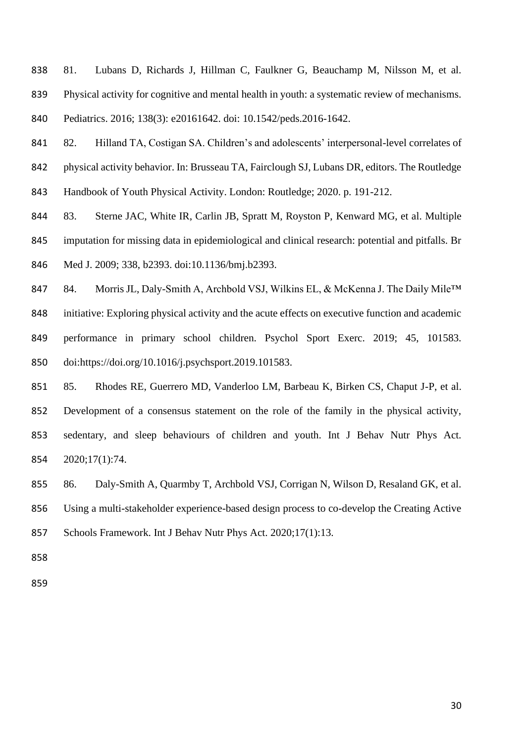81. Lubans D, Richards J, Hillman C, Faulkner G, Beauchamp M, Nilsson M, et al. Physical activity for cognitive and mental health in youth: a systematic review of mechanisms. Pediatrics. 2016; 138(3): e20161642. doi: 10.1542/peds.2016-1642.

82. Hilland TA, Costigan SA. Children's and adolescents' interpersonal-level correlates of physical activity behavior. In: Brusseau TA, Fairclough SJ, Lubans DR, editors. The Routledge Handbook of Youth Physical Activity. London: Routledge; 2020. p. 191-212.

83. Sterne JAC, White IR, Carlin JB, Spratt M, Royston P, Kenward MG, et al. Multiple imputation for missing data in epidemiological and clinical research: potential and pitfalls. Br Med J. 2009; 338, b2393. doi:10.1136/bmj.b2393.

84. Morris JL, Daly-Smith A, Archbold VSJ, Wilkins EL, & McKenna J. The Daily Mile™ initiative: Exploring physical activity and the acute effects on executive function and academic performance in primary school children. Psychol Sport Exerc. 2019; 45, 101583. doi:https://doi.org/10.1016/j.psychsport.2019.101583.

85. Rhodes RE, Guerrero MD, Vanderloo LM, Barbeau K, Birken CS, Chaput J-P, et al. Development of a consensus statement on the role of the family in the physical activity, sedentary, and sleep behaviours of children and youth. Int J Behav Nutr Phys Act. 2020;17(1):74.

86. Daly-Smith A, Quarmby T, Archbold VSJ, Corrigan N, Wilson D, Resaland GK, et al. Using a multi-stakeholder experience-based design process to co-develop the Creating Active Schools Framework. Int J Behav Nutr Phys Act. 2020;17(1):13.